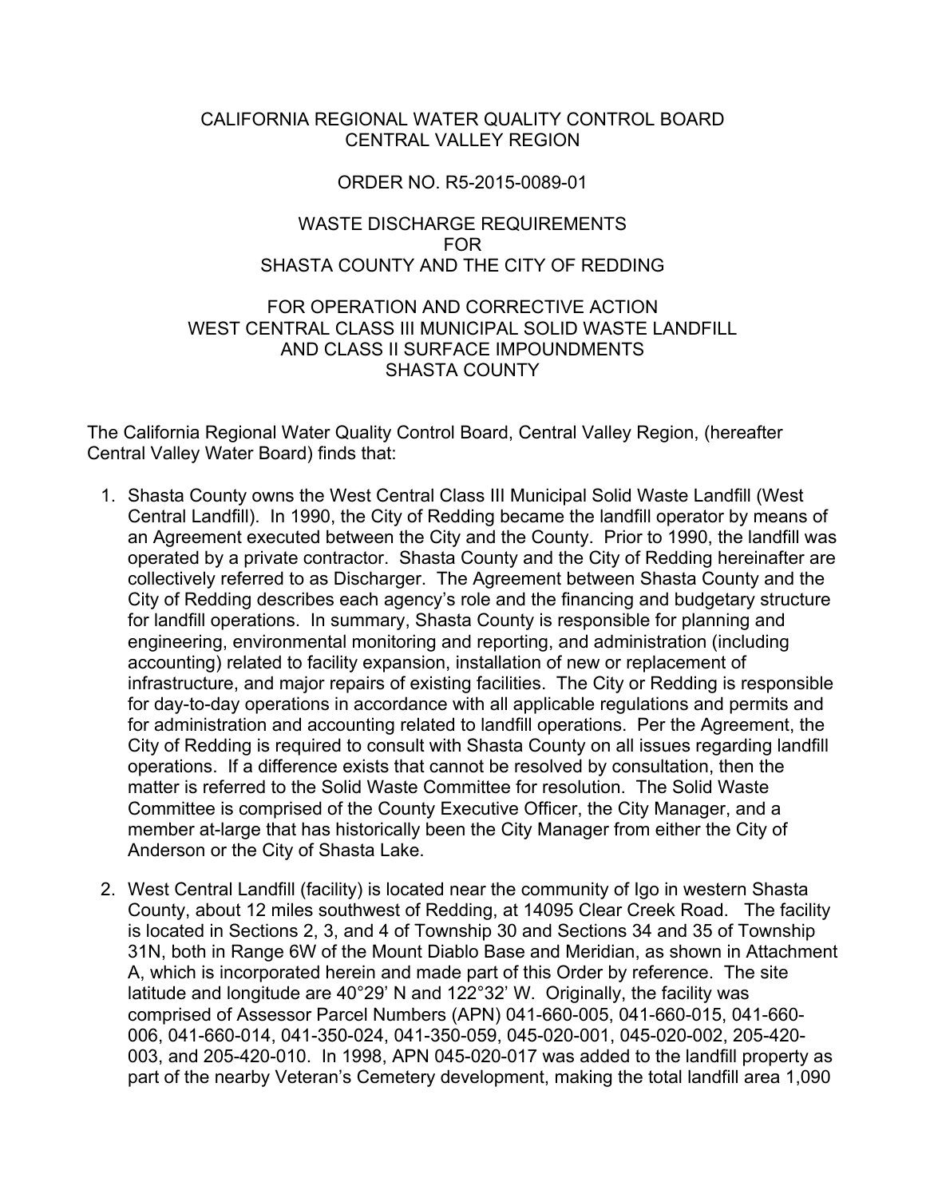CALIFORNIA REGIONAL WATER QUALITY CONTROL BOARD
CENTRAL VALLEY REGION

ORDER NO. R5-2015-0089-01

WASTE DISCHARGE REQUIREMENTS
FOR
SHASTA COUNTY AND THE CITY OF REDDING

FOR OPERATION AND CORRECTIVE ACTION
WEST CENTRAL CLASS III MUNICIPAL SOLID WASTE LANDFILL
AND CLASS II SURFACE IMPOUNDMENTS
SHASTA COUNTY

The California Regional Water Quality Control Board, Central Valley Region, (hereafter Central Valley Water Board) finds that:

1. Shasta County owns the West Central Class III Municipal Solid Waste Landfill (West Central Landfill). In 1990, the City of Redding became the landfill operator by means of an Agreement executed between the City and the County. Prior to 1990, the landfill was operated by a private contractor. Shasta County and the City of Redding hereinafter are collectively referred to as Discharger. The Agreement between Shasta County and the City of Redding describes each agency's role and the financing and budgetary structure for landfill operations. In summary, Shasta County is responsible for planning and engineering, environmental monitoring and reporting, and administration (including accounting) related to facility expansion, installation of new or replacement of infrastructure, and major repairs of existing facilities. The City or Redding is responsible for day-to-day operations in accordance with all applicable regulations and permits and for administration and accounting related to landfill operations. Per the Agreement, the City of Redding is required to consult with Shasta County on all issues regarding landfill operations. If a difference exists that cannot be resolved by consultation, then the matter is referred to the Solid Waste Committee for resolution. The Solid Waste Committee is comprised of the County Executive Officer, the City Manager, and a member at-large that has historically been the City Manager from either the City of Anderson or the City of Shasta Lake.

2. West Central Landfill (facility) is located near the community of Igo in western Shasta County, about 12 miles southwest of Redding, at 14095 Clear Creek Road. The facility is located in Sections 2, 3, and 4 of Township 30 and Sections 34 and 35 of Township 31N, both in Range 6W of the Mount Diablo Base and Meridian, as shown in Attachment A, which is incorporated herein and made part of this Order by reference. The site latitude and longitude are 40°29' N and 122°32' W. Originally, the facility was comprised of Assessor Parcel Numbers (APN) 041-660-005, 041-660-015, 041-660-006, 041-660-014, 041-350-024, 041-350-059, 045-020-001, 045-020-002, 205-420-003, and 205-420-010. In 1998, APN 045-020-017 was added to the landfill property as part of the nearby Veteran's Cemetery development, making the total landfill area 1,090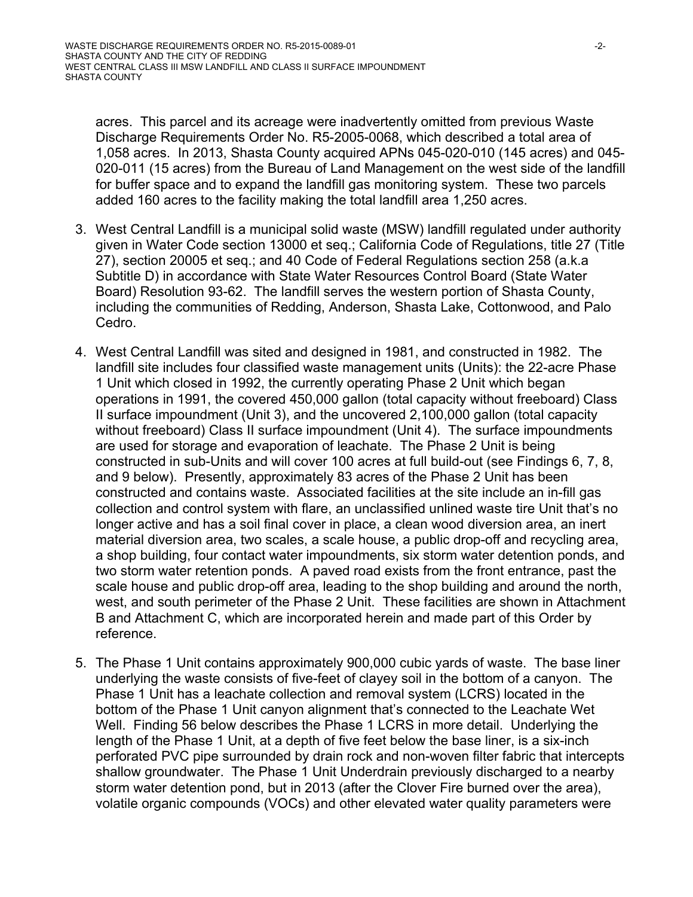acres. This parcel and its acreage were inadvertently omitted from previous Waste Discharge Requirements Order No. R5-2005-0068, which described a total area of 1,058 acres. In 2013, Shasta County acquired APNs 045-020-010 (145 acres) and 045-020-011 (15 acres) from the Bureau of Land Management on the west side of the landfill for buffer space and to expand the landfill gas monitoring system. These two parcels added 160 acres to the facility making the total landfill area 1,250 acres.

3. West Central Landfill is a municipal solid waste (MSW) landfill regulated under authority given in Water Code section 13000 et seq.; California Code of Regulations, title 27 (Title 27), section 20005 et seq.; and 40 Code of Federal Regulations section 258 (a.k.a Subtitle D) in accordance with State Water Resources Control Board (State Water Board) Resolution 93-62. The landfill serves the western portion of Shasta County, including the communities of Redding, Anderson, Shasta Lake, Cottonwood, and Palo Cedro.

4. West Central Landfill was sited and designed in 1981, and constructed in 1982. The landfill site includes four classified waste management units (Units): the 22-acre Phase 1 Unit which closed in 1992, the currently operating Phase 2 Unit which began operations in 1991, the covered 450,000 gallon (total capacity without freeboard) Class II surface impoundment (Unit 3), and the uncovered 2,100,000 gallon (total capacity without freeboard) Class II surface impoundment (Unit 4). The surface impoundments are used for storage and evaporation of leachate. The Phase 2 Unit is being constructed in sub-Units and will cover 100 acres at full build-out (see Findings 6, 7, 8, and 9 below). Presently, approximately 83 acres of the Phase 2 Unit has been constructed and contains waste. Associated facilities at the site include an in-fill gas collection and control system with flare, an unclassified unlined waste tire Unit that's no longer active and has a soil final cover in place, a clean wood diversion area, an inert material diversion area, two scales, a scale house, a public drop-off and recycling area, a shop building, four contact water impoundments, six storm water detention ponds, and two storm water retention ponds. A paved road exists from the front entrance, past the scale house and public drop-off area, leading to the shop building and around the north, west, and south perimeter of the Phase 2 Unit. These facilities are shown in Attachment B and Attachment C, which are incorporated herein and made part of this Order by reference.

5. The Phase 1 Unit contains approximately 900,000 cubic yards of waste. The base liner underlying the waste consists of five-feet of clayey soil in the bottom of a canyon. The Phase 1 Unit has a leachate collection and removal system (LCRS) located in the bottom of the Phase 1 Unit canyon alignment that's connected to the Leachate Wet Well. Finding 56 below describes the Phase 1 LCRS in more detail. Underlying the length of the Phase 1 Unit, at a depth of five feet below the base liner, is a six-inch perforated PVC pipe surrounded by drain rock and non-woven filter fabric that intercepts shallow groundwater. The Phase 1 Unit Underdrain previously discharged to a nearby storm water detention pond, but in 2013 (after the Clover Fire burned over the area), volatile organic compounds (VOCs) and other elevated water quality parameters were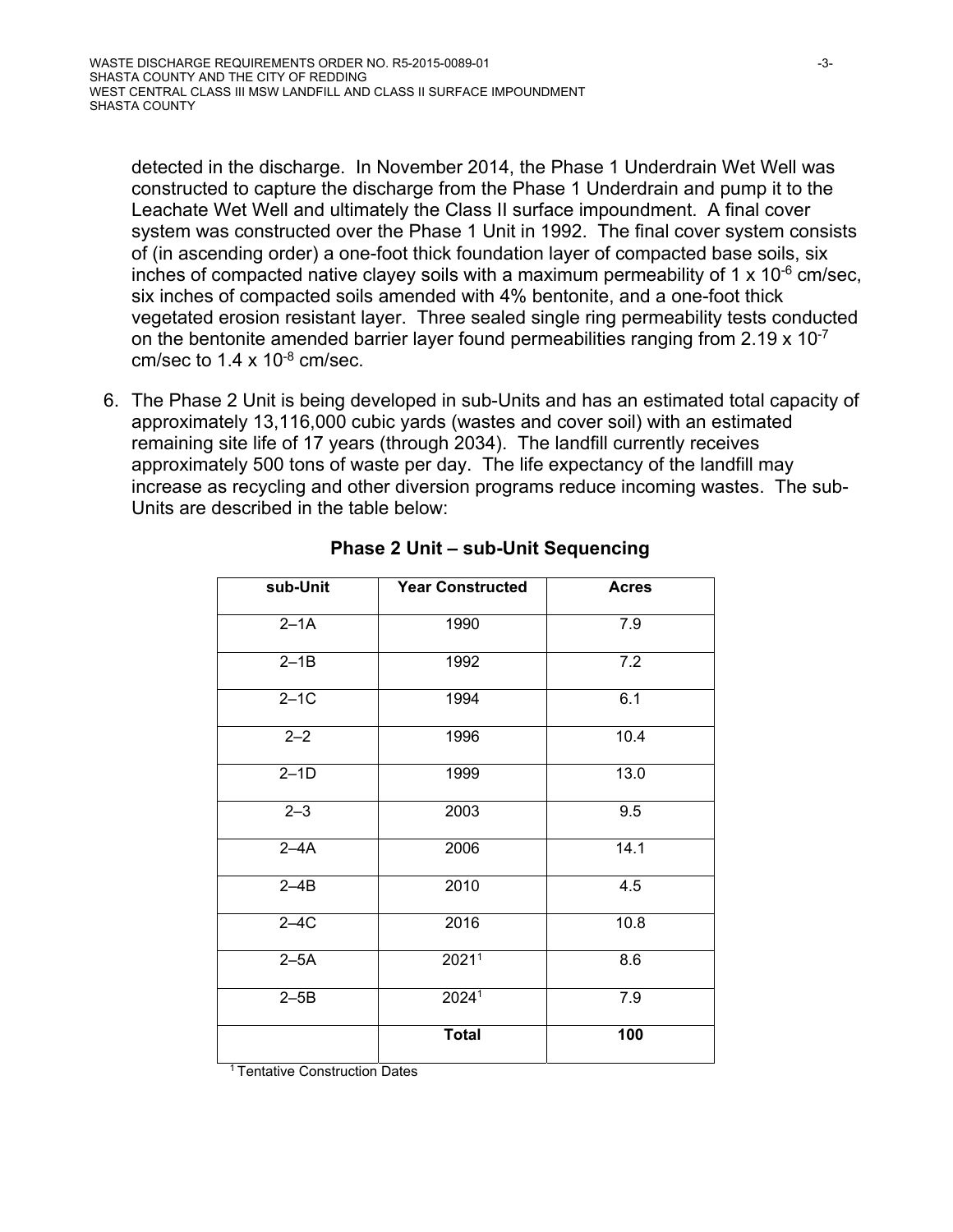detected in the discharge. In November 2014, the Phase 1 Underdrain Wet Well was constructed to capture the discharge from the Phase 1 Underdrain and pump it to the Leachate Wet Well and ultimately the Class II surface impoundment. A final cover system was constructed over the Phase 1 Unit in 1992. The final cover system consists of (in ascending order) a one-foot thick foundation layer of compacted base soils, six inches of compacted native clayey soils with a maximum permeability of $1 \times 10^{-6}$ cm/sec, six inches of compacted soils amended with 4% bentonite, and a one-foot thick vegetated erosion resistant layer. Three sealed single ring permeability tests conducted on the bentonite amended barrier layer found permeabilities ranging from $2.19 \times 10^{-7}$ cm/sec to $1.4 \times 10^{-8}$ cm/sec.

6. The Phase 2 Unit is being developed in sub-Units and has an estimated total capacity of approximately 13,116,000 cubic yards (wastes and cover soil) with an estimated remaining site life of 17 years (through 2034). The landfill currently receives approximately 500 tons of waste per day. The life expectancy of the landfill may increase as recycling and other diversion programs reduce incoming wastes. The sub-Units are described in the table below:

**Phase 2 Unit – sub-Unit Sequencing**

| sub-Unit | Year Constructed | Acres |
|---|---|---|
| 2–1A | 1990 | 7.9 |
| 2–1B | 1992 | 7.2 |
| 2–1C | 1994 | 6.1 |
| 2–2 | 1996 | 10.4 |
| 2–1D | 1999 | 13.0 |
| 2–3 | 2003 | 9.5 |
| 2–4A | 2006 | 14.1 |
| 2–4B | 2010 | 4.5 |
| 2–4C | 2016 | 10.8 |
| 2–5A | 2021[1] | 8.6 |
| 2–5B | 2024[1] | 7.9 |
| | **Total** | **100** |

[1] Tentative Construction Dates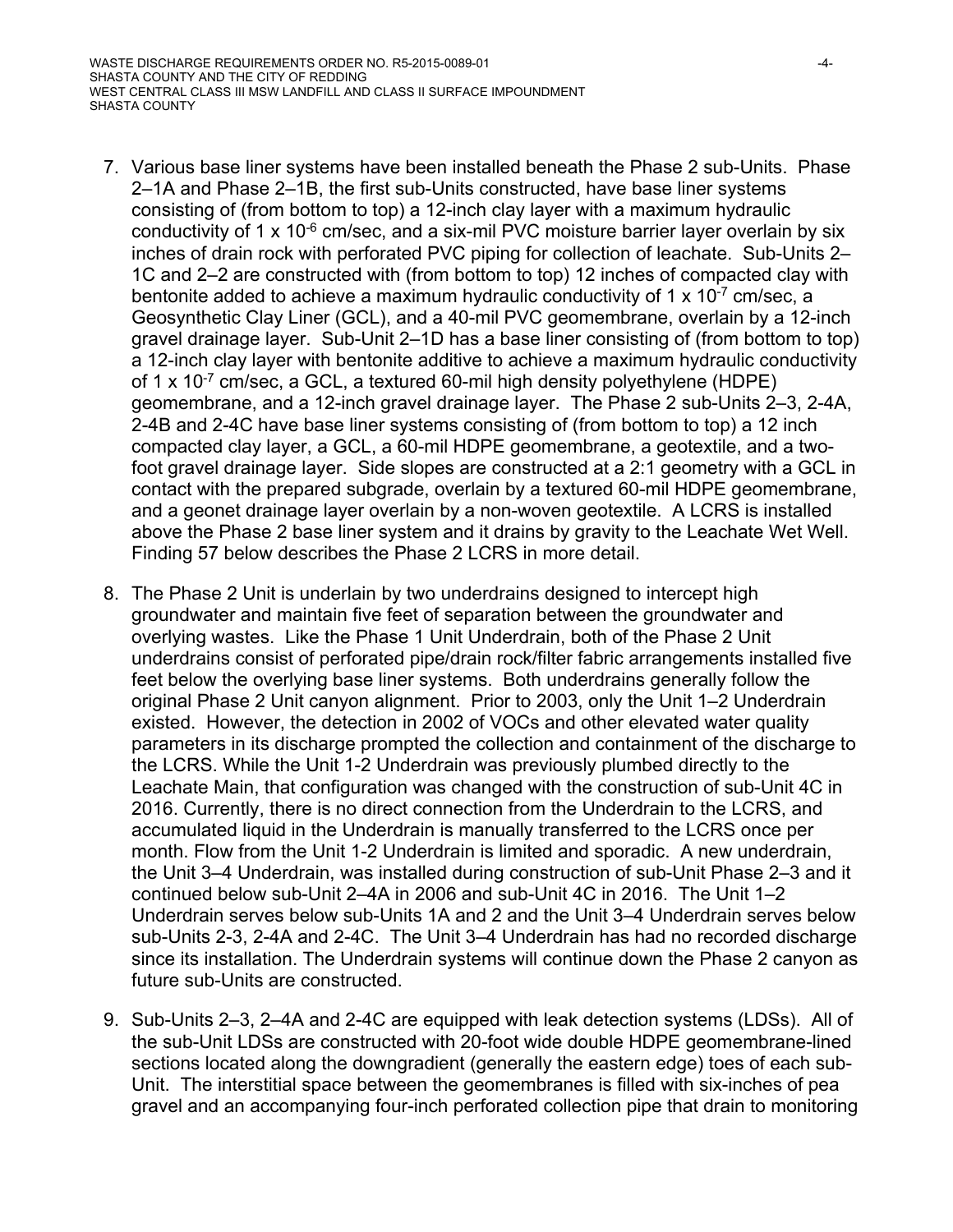7. Various base liner systems have been installed beneath the Phase 2 sub-Units. Phase 2–1A and Phase 2–1B, the first sub-Units constructed, have base liner systems consisting of (from bottom to top) a 12-inch clay layer with a maximum hydraulic conductivity of 1 x $10^{-6}$ cm/sec, and a six-mil PVC moisture barrier layer overlain by six inches of drain rock with perforated PVC piping for collection of leachate. Sub-Units 2–1C and 2–2 are constructed with (from bottom to top) 12 inches of compacted clay with bentonite added to achieve a maximum hydraulic conductivity of 1 x $10^{-7}$ cm/sec, a Geosynthetic Clay Liner (GCL), and a 40-mil PVC geomembrane, overlain by a 12-inch gravel drainage layer. Sub-Unit 2–1D has a base liner consisting of (from bottom to top) a 12-inch clay layer with bentonite additive to achieve a maximum hydraulic conductivity of 1 x $10^{-7}$ cm/sec, a GCL, a textured 60-mil high density polyethylene (HDPE) geomembrane, and a 12-inch gravel drainage layer. The Phase 2 sub-Units 2–3, 2-4A, 2-4B and 2-4C have base liner systems consisting of (from bottom to top) a 12 inch compacted clay layer, a GCL, a 60-mil HDPE geomembrane, a geotextile, and a two-foot gravel drainage layer. Side slopes are constructed at a 2:1 geometry with a GCL in contact with the prepared subgrade, overlain by a textured 60-mil HDPE geomembrane, and a geonet drainage layer overlain by a non-woven geotextile. A LCRS is installed above the Phase 2 base liner system and it drains by gravity to the Leachate Wet Well. Finding 57 below describes the Phase 2 LCRS in more detail.

8. The Phase 2 Unit is underlain by two underdrains designed to intercept high groundwater and maintain five feet of separation between the groundwater and overlying wastes. Like the Phase 1 Unit Underdrain, both of the Phase 2 Unit underdrains consist of perforated pipe/drain rock/filter fabric arrangements installed five feet below the overlying base liner systems. Both underdrains generally follow the original Phase 2 Unit canyon alignment. Prior to 2003, only the Unit 1–2 Underdrain existed. However, the detection in 2002 of VOCs and other elevated water quality parameters in its discharge prompted the collection and containment of the discharge to the LCRS. While the Unit 1-2 Underdrain was previously plumbed directly to the Leachate Main, that configuration was changed with the construction of sub-Unit 4C in 2016. Currently, there is no direct connection from the Underdrain to the LCRS, and accumulated liquid in the Underdrain is manually transferred to the LCRS once per month. Flow from the Unit 1-2 Underdrain is limited and sporadic. A new underdrain, the Unit 3–4 Underdrain, was installed during construction of sub-Unit Phase 2–3 and it continued below sub-Unit 2–4A in 2006 and sub-Unit 4C in 2016. The Unit 1–2 Underdrain serves below sub-Units 1A and 2 and the Unit 3–4 Underdrain serves below sub-Units 2-3, 2-4A and 2-4C. The Unit 3–4 Underdrain has had no recorded discharge since its installation. The Underdrain systems will continue down the Phase 2 canyon as future sub-Units are constructed.

9. Sub-Units 2–3, 2–4A and 2-4C are equipped with leak detection systems (LDSs). All of the sub-Unit LDSs are constructed with 20-foot wide double HDPE geomembrane-lined sections located along the downgradient (generally the eastern edge) toes of each sub-Unit. The interstitial space between the geomembranes is filled with six-inches of pea gravel and an accompanying four-inch perforated collection pipe that drain to monitoring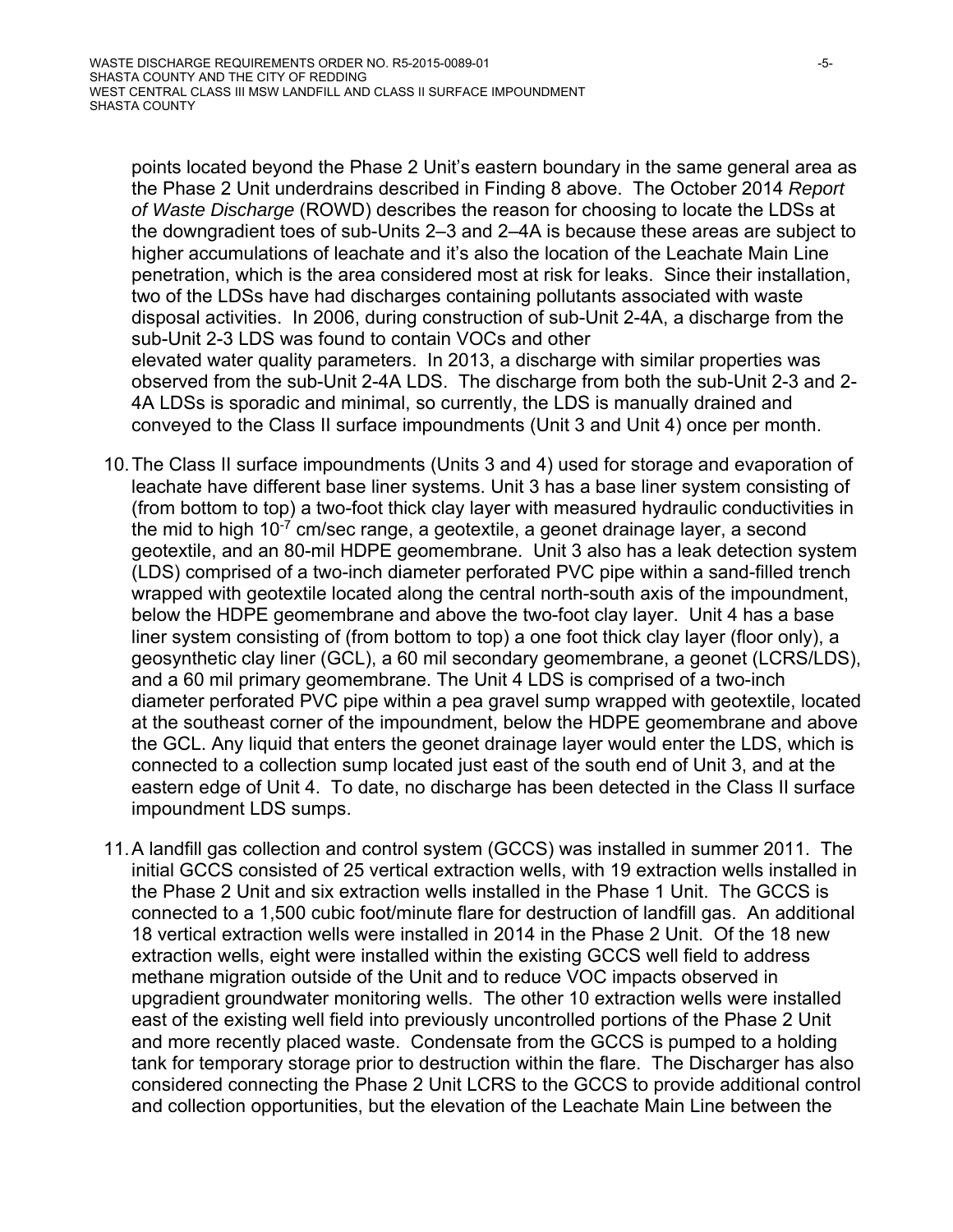points located beyond the Phase 2 Unit's eastern boundary in the same general area as the Phase 2 Unit underdrains described in Finding 8 above. The October 2014 *Report of Waste Discharge* (ROWD) describes the reason for choosing to locate the LDSs at the downgradient toes of sub-Units 2–3 and 2–4A is because these areas are subject to higher accumulations of leachate and it's also the location of the Leachate Main Line penetration, which is the area considered most at risk for leaks. Since their installation, two of the LDSs have had discharges containing pollutants associated with waste disposal activities. In 2006, during construction of sub-Unit 2-4A, a discharge from the sub-Unit 2-3 LDS was found to contain VOCs and other elevated water quality parameters. In 2013, a discharge with similar properties was observed from the sub-Unit 2-4A LDS. The discharge from both the sub-Unit 2-3 and 2-4A LDSs is sporadic and minimal, so currently, the LDS is manually drained and conveyed to the Class II surface impoundments (Unit 3 and Unit 4) once per month.

10. The Class II surface impoundments (Units 3 and 4) used for storage and evaporation of leachate have different base liner systems. Unit 3 has a base liner system consisting of (from bottom to top) a two-foot thick clay layer with measured hydraulic conductivities in the mid to high $10^{-7}$ cm/sec range, a geotextile, a geonet drainage layer, a second geotextile, and an 80-mil HDPE geomembrane. Unit 3 also has a leak detection system (LDS) comprised of a two-inch diameter perforated PVC pipe within a sand-filled trench wrapped with geotextile located along the central north-south axis of the impoundment, below the HDPE geomembrane and above the two-foot clay layer. Unit 4 has a base liner system consisting of (from bottom to top) a one foot thick clay layer (floor only), a geosynthetic clay liner (GCL), a 60 mil secondary geomembrane, a geonet (LCRS/LDS), and a 60 mil primary geomembrane. The Unit 4 LDS is comprised of a two-inch diameter perforated PVC pipe within a pea gravel sump wrapped with geotextile, located at the southeast corner of the impoundment, below the HDPE geomembrane and above the GCL. Any liquid that enters the geonet drainage layer would enter the LDS, which is connected to a collection sump located just east of the south end of Unit 3, and at the eastern edge of Unit 4. To date, no discharge has been detected in the Class II surface impoundment LDS sumps.

11. A landfill gas collection and control system (GCCS) was installed in summer 2011. The initial GCCS consisted of 25 vertical extraction wells, with 19 extraction wells installed in the Phase 2 Unit and six extraction wells installed in the Phase 1 Unit. The GCCS is connected to a 1,500 cubic foot/minute flare for destruction of landfill gas. An additional 18 vertical extraction wells were installed in 2014 in the Phase 2 Unit. Of the 18 new extraction wells, eight were installed within the existing GCCS well field to address methane migration outside of the Unit and to reduce VOC impacts observed in upgradient groundwater monitoring wells. The other 10 extraction wells were installed east of the existing well field into previously uncontrolled portions of the Phase 2 Unit and more recently placed waste. Condensate from the GCCS is pumped to a holding tank for temporary storage prior to destruction within the flare. The Discharger has also considered connecting the Phase 2 Unit LCRS to the GCCS to provide additional control and collection opportunities, but the elevation of the Leachate Main Line between the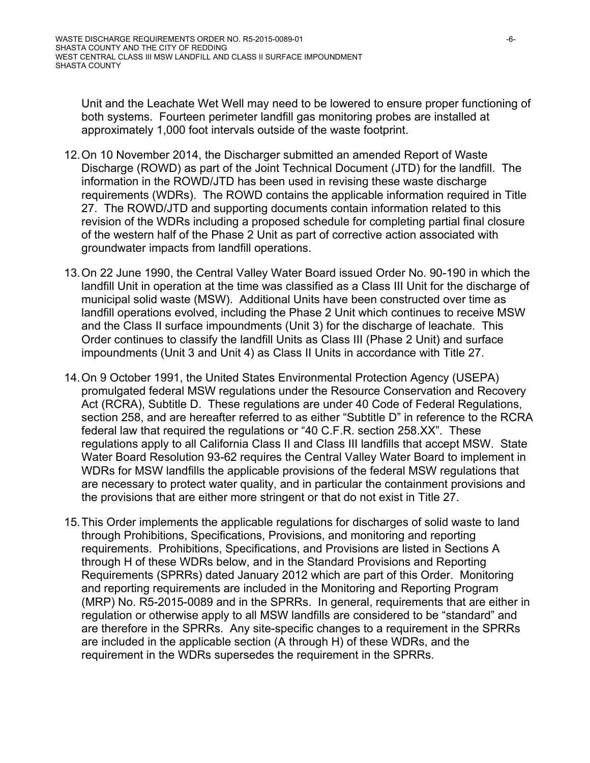Unit and the Leachate Wet Well may need to be lowered to ensure proper functioning of both systems. Fourteen perimeter landfill gas monitoring probes are installed at approximately 1,000 foot intervals outside of the waste footprint.

12. On 10 November 2014, the Discharger submitted an amended Report of Waste Discharge (ROWD) as part of the Joint Technical Document (JTD) for the landfill. The information in the ROWD/JTD has been used in revising these waste discharge requirements (WDRs). The ROWD contains the applicable information required in Title 27. The ROWD/JTD and supporting documents contain information related to this revision of the WDRs including a proposed schedule for completing partial final closure of the western half of the Phase 2 Unit as part of corrective action associated with groundwater impacts from landfill operations.

13. On 22 June 1990, the Central Valley Water Board issued Order No. 90-190 in which the landfill Unit in operation at the time was classified as a Class III Unit for the discharge of municipal solid waste (MSW). Additional Units have been constructed over time as landfill operations evolved, including the Phase 2 Unit which continues to receive MSW and the Class II surface impoundments (Unit 3) for the discharge of leachate. This Order continues to classify the landfill Units as Class III (Phase 2 Unit) and surface impoundments (Unit 3 and Unit 4) as Class II Units in accordance with Title 27.

14. On 9 October 1991, the United States Environmental Protection Agency (USEPA) promulgated federal MSW regulations under the Resource Conservation and Recovery Act (RCRA), Subtitle D. These regulations are under 40 Code of Federal Regulations, section 258, and are hereafter referred to as either "Subtitle D" in reference to the RCRA federal law that required the regulations or "40 C.F.R. section 258.XX". These regulations apply to all California Class II and Class III landfills that accept MSW. State Water Board Resolution 93-62 requires the Central Valley Water Board to implement in WDRs for MSW landfills the applicable provisions of the federal MSW regulations that are necessary to protect water quality, and in particular the containment provisions and the provisions that are either more stringent or that do not exist in Title 27.

15. This Order implements the applicable regulations for discharges of solid waste to land through Prohibitions, Specifications, Provisions, and monitoring and reporting requirements. Prohibitions, Specifications, and Provisions are listed in Sections A through H of these WDRs below, and in the Standard Provisions and Reporting Requirements (SPRRs) dated January 2012 which are part of this Order. Monitoring and reporting requirements are included in the Monitoring and Reporting Program (MRP) No. R5-2015-0089 and in the SPRRs. In general, requirements that are either in regulation or otherwise apply to all MSW landfills are considered to be "standard" and are therefore in the SPRRs. Any site-specific changes to a requirement in the SPRRs are included in the applicable section (A through H) of these WDRs, and the requirement in the WDRs supersedes the requirement in the SPRRs.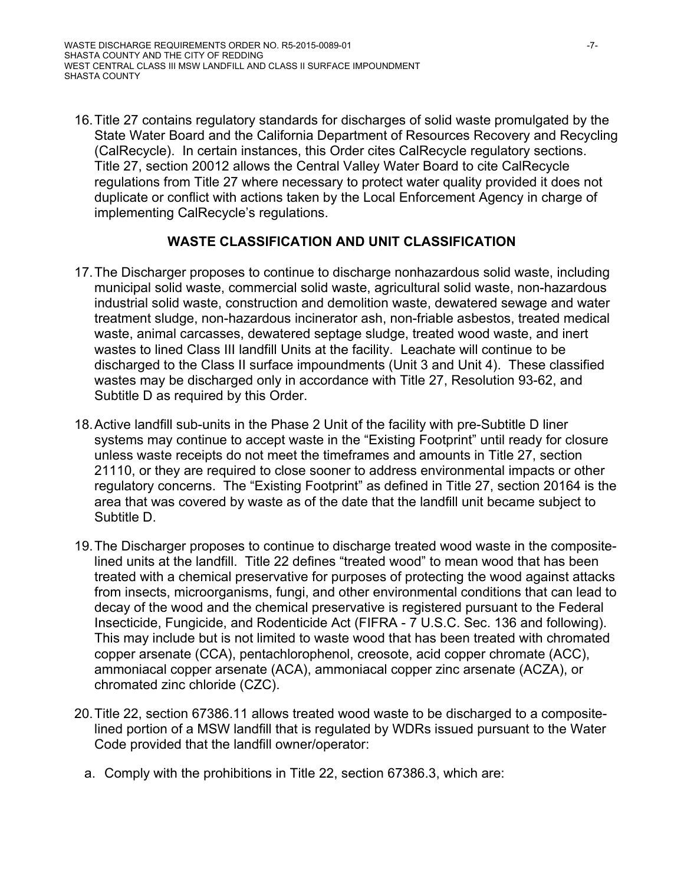16. Title 27 contains regulatory standards for discharges of solid waste promulgated by the State Water Board and the California Department of Resources Recovery and Recycling (CalRecycle). In certain instances, this Order cites CalRecycle regulatory sections. Title 27, section 20012 allows the Central Valley Water Board to cite CalRecycle regulations from Title 27 where necessary to protect water quality provided it does not duplicate or conflict with actions taken by the Local Enforcement Agency in charge of implementing CalRecycle's regulations.

## WASTE CLASSIFICATION AND UNIT CLASSIFICATION

17. The Discharger proposes to continue to discharge nonhazardous solid waste, including municipal solid waste, commercial solid waste, agricultural solid waste, non-hazardous industrial solid waste, construction and demolition waste, dewatered sewage and water treatment sludge, non-hazardous incinerator ash, non-friable asbestos, treated medical waste, animal carcasses, dewatered septage sludge, treated wood waste, and inert wastes to lined Class III landfill Units at the facility. Leachate will continue to be discharged to the Class II surface impoundments (Unit 3 and Unit 4). These classified wastes may be discharged only in accordance with Title 27, Resolution 93-62, and Subtitle D as required by this Order.

18. Active landfill sub-units in the Phase 2 Unit of the facility with pre-Subtitle D liner systems may continue to accept waste in the "Existing Footprint" until ready for closure unless waste receipts do not meet the timeframes and amounts in Title 27, section 21110, or they are required to close sooner to address environmental impacts or other regulatory concerns. The "Existing Footprint" as defined in Title 27, section 20164 is the area that was covered by waste as of the date that the landfill unit became subject to Subtitle D.

19. The Discharger proposes to continue to discharge treated wood waste in the composite-lined units at the landfill. Title 22 defines "treated wood" to mean wood that has been treated with a chemical preservative for purposes of protecting the wood against attacks from insects, microorganisms, fungi, and other environmental conditions that can lead to decay of the wood and the chemical preservative is registered pursuant to the Federal Insecticide, Fungicide, and Rodenticide Act (FIFRA - 7 U.S.C. Sec. 136 and following). This may include but is not limited to waste wood that has been treated with chromated copper arsenate (CCA), pentachlorophenol, creosote, acid copper chromate (ACC), ammoniacal copper arsenate (ACA), ammoniacal copper zinc arsenate (ACZA), or chromated zinc chloride (CZC).

20. Title 22, section 67386.11 allows treated wood waste to be discharged to a composite-lined portion of a MSW landfill that is regulated by WDRs issued pursuant to the Water Code provided that the landfill owner/operator:

    a. Comply with the prohibitions in Title 22, section 67386.3, which are: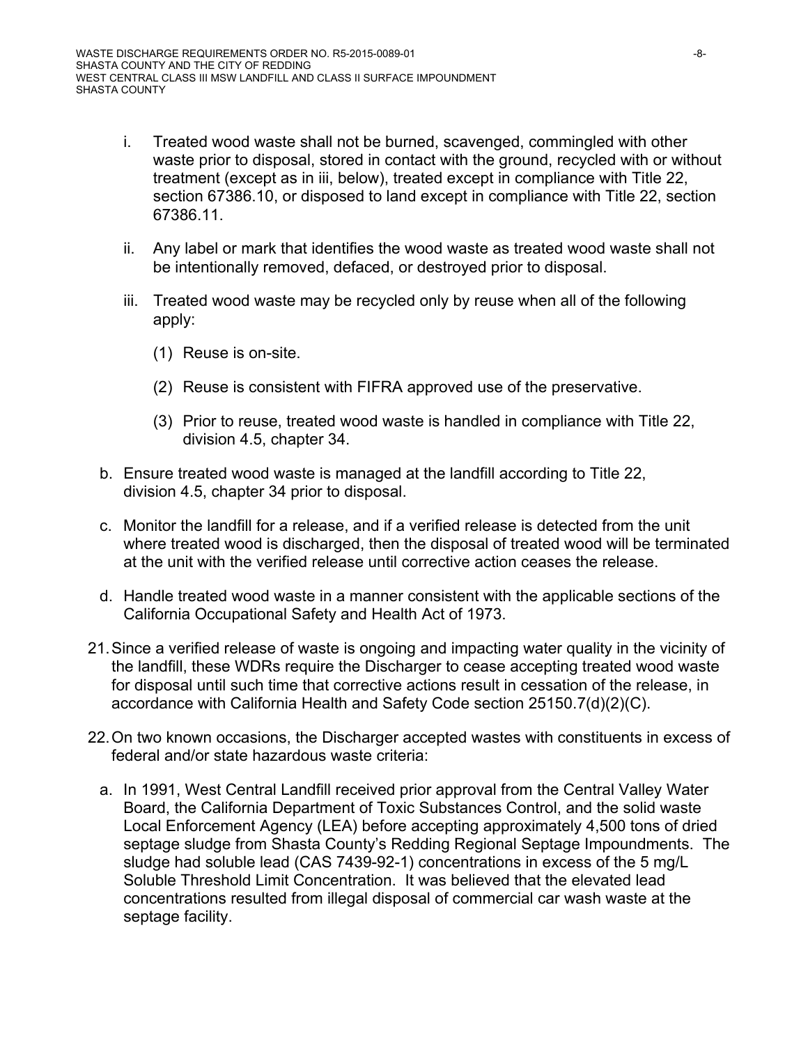i. Treated wood waste shall not be burned, scavenged, commingled with other waste prior to disposal, stored in contact with the ground, recycled with or without treatment (except as in iii, below), treated except in compliance with Title 22, section 67386.10, or disposed to land except in compliance with Title 22, section 67386.11.

ii. Any label or mark that identifies the wood waste as treated wood waste shall not be intentionally removed, defaced, or destroyed prior to disposal.

iii. Treated wood waste may be recycled only by reuse when all of the following apply:

(1) Reuse is on-site.

(2) Reuse is consistent with FIFRA approved use of the preservative.

(3) Prior to reuse, treated wood waste is handled in compliance with Title 22, division 4.5, chapter 34.

b. Ensure treated wood waste is managed at the landfill according to Title 22, division 4.5, chapter 34 prior to disposal.

c. Monitor the landfill for a release, and if a verified release is detected from the unit where treated wood is discharged, then the disposal of treated wood will be terminated at the unit with the verified release until corrective action ceases the release.

d. Handle treated wood waste in a manner consistent with the applicable sections of the California Occupational Safety and Health Act of 1973.

21. Since a verified release of waste is ongoing and impacting water quality in the vicinity of the landfill, these WDRs require the Discharger to cease accepting treated wood waste for disposal until such time that corrective actions result in cessation of the release, in accordance with California Health and Safety Code section 25150.7(d)(2)(C).

22. On two known occasions, the Discharger accepted wastes with constituents in excess of federal and/or state hazardous waste criteria:

a. In 1991, West Central Landfill received prior approval from the Central Valley Water Board, the California Department of Toxic Substances Control, and the solid waste Local Enforcement Agency (LEA) before accepting approximately 4,500 tons of dried septage sludge from Shasta County's Redding Regional Septage Impoundments. The sludge had soluble lead (CAS 7439-92-1) concentrations in excess of the 5 mg/L Soluble Threshold Limit Concentration. It was believed that the elevated lead concentrations resulted from illegal disposal of commercial car wash waste at the septage facility.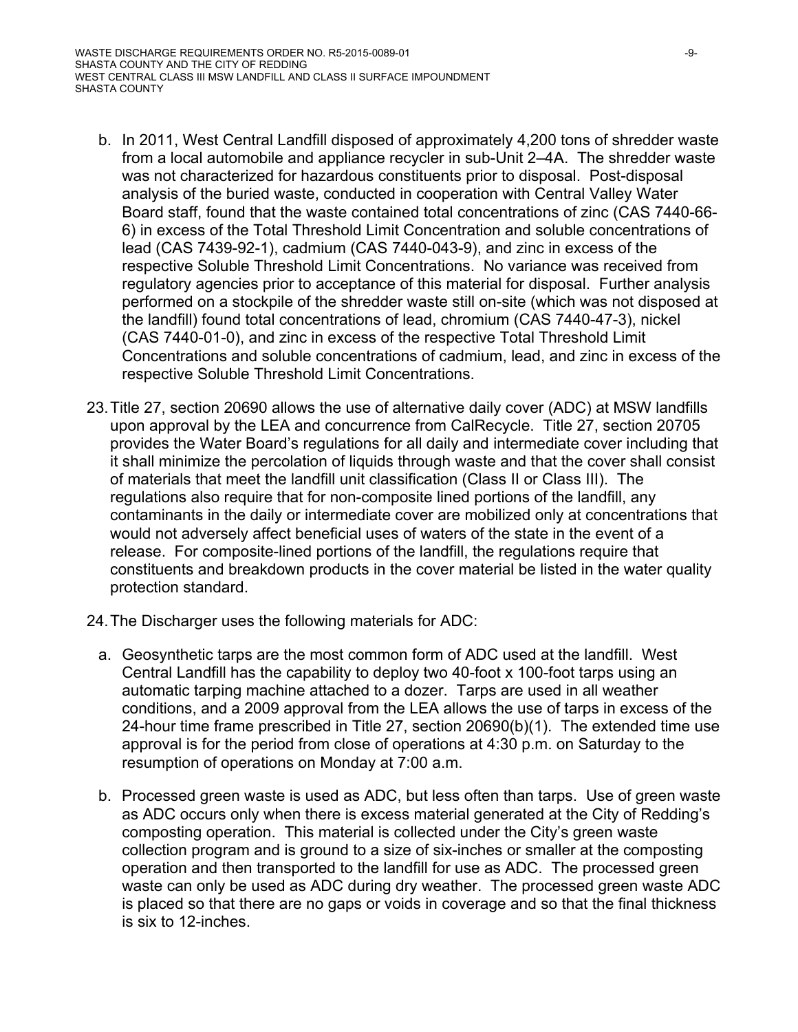b. In 2011, West Central Landfill disposed of approximately 4,200 tons of shredder waste from a local automobile and appliance recycler in sub-Unit 2–4A. The shredder waste was not characterized for hazardous constituents prior to disposal. Post-disposal analysis of the buried waste, conducted in cooperation with Central Valley Water Board staff, found that the waste contained total concentrations of zinc (CAS 7440-66-6) in excess of the Total Threshold Limit Concentration and soluble concentrations of lead (CAS 7439-92-1), cadmium (CAS 7440-043-9), and zinc in excess of the respective Soluble Threshold Limit Concentrations. No variance was received from regulatory agencies prior to acceptance of this material for disposal. Further analysis performed on a stockpile of the shredder waste still on-site (which was not disposed at the landfill) found total concentrations of lead, chromium (CAS 7440-47-3), nickel (CAS 7440-01-0), and zinc in excess of the respective Total Threshold Limit Concentrations and soluble concentrations of cadmium, lead, and zinc in excess of the respective Soluble Threshold Limit Concentrations.

23. Title 27, section 20690 allows the use of alternative daily cover (ADC) at MSW landfills upon approval by the LEA and concurrence from CalRecycle. Title 27, section 20705 provides the Water Board's regulations for all daily and intermediate cover including that it shall minimize the percolation of liquids through waste and that the cover shall consist of materials that meet the landfill unit classification (Class II or Class III). The regulations also require that for non-composite lined portions of the landfill, any contaminants in the daily or intermediate cover are mobilized only at concentrations that would not adversely affect beneficial uses of waters of the state in the event of a release. For composite-lined portions of the landfill, the regulations require that constituents and breakdown products in the cover material be listed in the water quality protection standard.

24. The Discharger uses the following materials for ADC:

a. Geosynthetic tarps are the most common form of ADC used at the landfill. West Central Landfill has the capability to deploy two 40-foot x 100-foot tarps using an automatic tarping machine attached to a dozer. Tarps are used in all weather conditions, and a 2009 approval from the LEA allows the use of tarps in excess of the 24-hour time frame prescribed in Title 27, section 20690(b)(1). The extended time use approval is for the period from close of operations at 4:30 p.m. on Saturday to the resumption of operations on Monday at 7:00 a.m.

b. Processed green waste is used as ADC, but less often than tarps. Use of green waste as ADC occurs only when there is excess material generated at the City of Redding's composting operation. This material is collected under the City's green waste collection program and is ground to a size of six-inches or smaller at the composting operation and then transported to the landfill for use as ADC. The processed green waste can only be used as ADC during dry weather. The processed green waste ADC is placed so that there are no gaps or voids in coverage and so that the final thickness is six to 12-inches.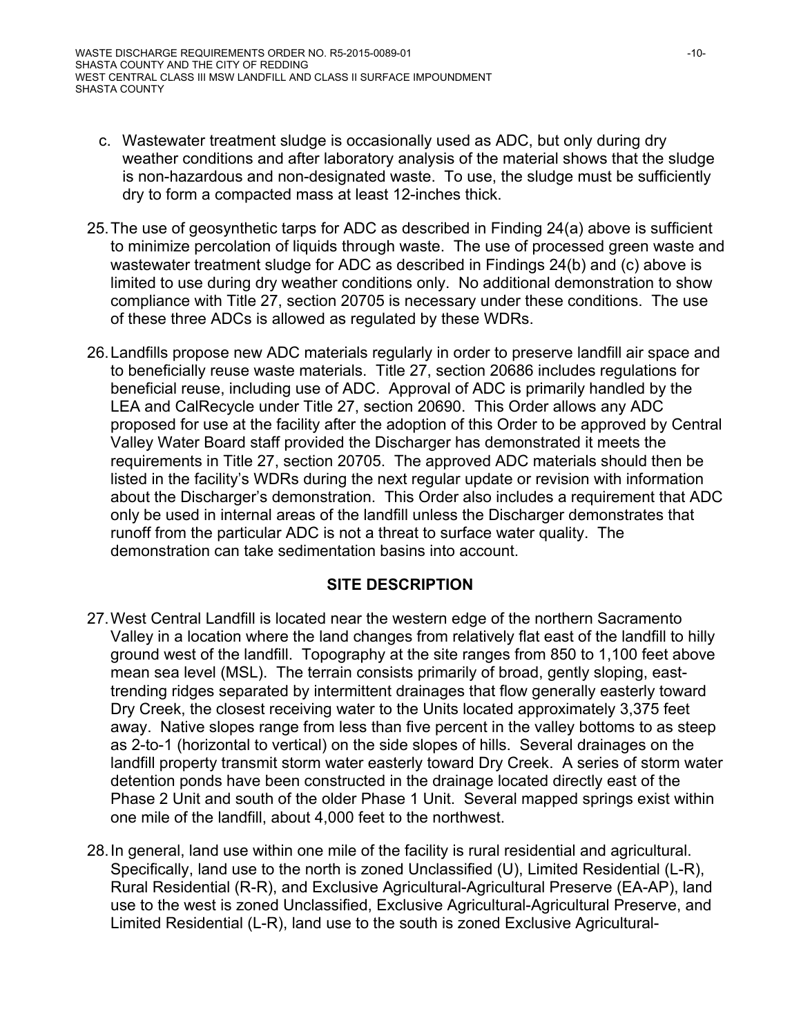c. Wastewater treatment sludge is occasionally used as ADC, but only during dry weather conditions and after laboratory analysis of the material shows that the sludge is non-hazardous and non-designated waste. To use, the sludge must be sufficiently dry to form a compacted mass at least 12-inches thick.

25. The use of geosynthetic tarps for ADC as described in Finding 24(a) above is sufficient to minimize percolation of liquids through waste. The use of processed green waste and wastewater treatment sludge for ADC as described in Findings 24(b) and (c) above is limited to use during dry weather conditions only. No additional demonstration to show compliance with Title 27, section 20705 is necessary under these conditions. The use of these three ADCs is allowed as regulated by these WDRs.

26. Landfills propose new ADC materials regularly in order to preserve landfill air space and to beneficially reuse waste materials. Title 27, section 20686 includes regulations for beneficial reuse, including use of ADC. Approval of ADC is primarily handled by the LEA and CalRecycle under Title 27, section 20690. This Order allows any ADC proposed for use at the facility after the adoption of this Order to be approved by Central Valley Water Board staff provided the Discharger has demonstrated it meets the requirements in Title 27, section 20705. The approved ADC materials should then be listed in the facility's WDRs during the next regular update or revision with information about the Discharger's demonstration. This Order also includes a requirement that ADC only be used in internal areas of the landfill unless the Discharger demonstrates that runoff from the particular ADC is not a threat to surface water quality. The demonstration can take sedimentation basins into account.

## SITE DESCRIPTION

27. West Central Landfill is located near the western edge of the northern Sacramento Valley in a location where the land changes from relatively flat east of the landfill to hilly ground west of the landfill. Topography at the site ranges from 850 to 1,100 feet above mean sea level (MSL). The terrain consists primarily of broad, gently sloping, east-trending ridges separated by intermittent drainages that flow generally easterly toward Dry Creek, the closest receiving water to the Units located approximately 3,375 feet away. Native slopes range from less than five percent in the valley bottoms to as steep as 2-to-1 (horizontal to vertical) on the side slopes of hills. Several drainages on the landfill property transmit storm water easterly toward Dry Creek. A series of storm water detention ponds have been constructed in the drainage located directly east of the Phase 2 Unit and south of the older Phase 1 Unit. Several mapped springs exist within one mile of the landfill, about 4,000 feet to the northwest.

28. In general, land use within one mile of the facility is rural residential and agricultural. Specifically, land use to the north is zoned Unclassified (U), Limited Residential (L-R), Rural Residential (R-R), and Exclusive Agricultural-Agricultural Preserve (EA-AP), land use to the west is zoned Unclassified, Exclusive Agricultural-Agricultural Preserve, and Limited Residential (L-R), land use to the south is zoned Exclusive Agricultural-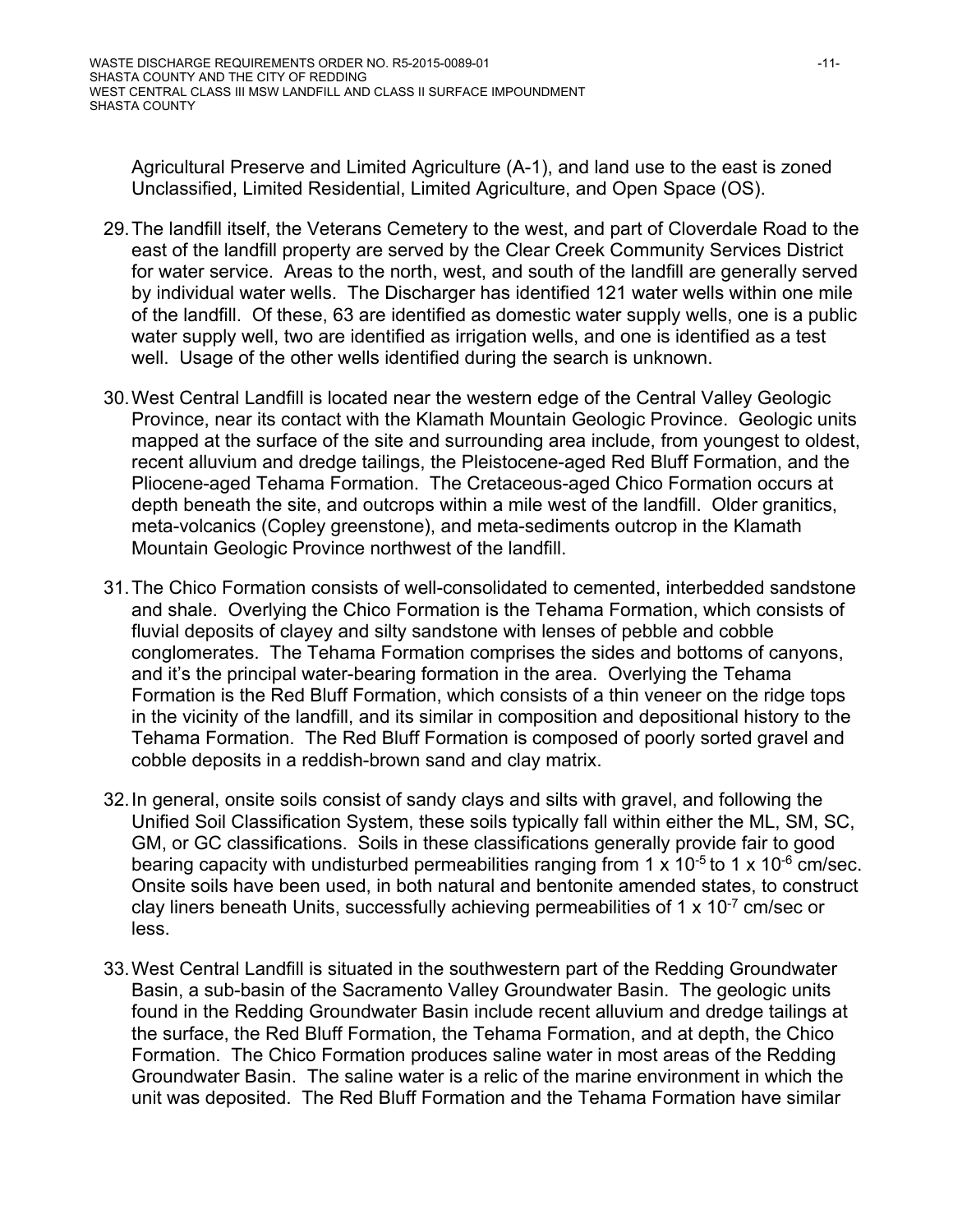Agricultural Preserve and Limited Agriculture (A-1), and land use to the east is zoned Unclassified, Limited Residential, Limited Agriculture, and Open Space (OS).

29. The landfill itself, the Veterans Cemetery to the west, and part of Cloverdale Road to the east of the landfill property are served by the Clear Creek Community Services District for water service. Areas to the north, west, and south of the landfill are generally served by individual water wells. The Discharger has identified 121 water wells within one mile of the landfill. Of these, 63 are identified as domestic water supply wells, one is a public water supply well, two are identified as irrigation wells, and one is identified as a test well. Usage of the other wells identified during the search is unknown.

30. West Central Landfill is located near the western edge of the Central Valley Geologic Province, near its contact with the Klamath Mountain Geologic Province. Geologic units mapped at the surface of the site and surrounding area include, from youngest to oldest, recent alluvium and dredge tailings, the Pleistocene-aged Red Bluff Formation, and the Pliocene-aged Tehama Formation. The Cretaceous-aged Chico Formation occurs at depth beneath the site, and outcrops within a mile west of the landfill. Older granitics, meta-volcanics (Copley greenstone), and meta-sediments outcrop in the Klamath Mountain Geologic Province northwest of the landfill.

31. The Chico Formation consists of well-consolidated to cemented, interbedded sandstone and shale. Overlying the Chico Formation is the Tehama Formation, which consists of fluvial deposits of clayey and silty sandstone with lenses of pebble and cobble conglomerates. The Tehama Formation comprises the sides and bottoms of canyons, and it's the principal water-bearing formation in the area. Overlying the Tehama Formation is the Red Bluff Formation, which consists of a thin veneer on the ridge tops in the vicinity of the landfill, and its similar in composition and depositional history to the Tehama Formation. The Red Bluff Formation is composed of poorly sorted gravel and cobble deposits in a reddish-brown sand and clay matrix.

32. In general, onsite soils consist of sandy clays and silts with gravel, and following the Unified Soil Classification System, these soils typically fall within either the ML, SM, SC, GM, or GC classifications. Soils in these classifications generally provide fair to good bearing capacity with undisturbed permeabilities ranging from $1 \times 10^{-5}$ to $1 \times 10^{-6}$ cm/sec. Onsite soils have been used, in both natural and bentonite amended states, to construct clay liners beneath Units, successfully achieving permeabilities of $1 \times 10^{-7}$ cm/sec or less.

33. West Central Landfill is situated in the southwestern part of the Redding Groundwater Basin, a sub-basin of the Sacramento Valley Groundwater Basin. The geologic units found in the Redding Groundwater Basin include recent alluvium and dredge tailings at the surface, the Red Bluff Formation, the Tehama Formation, and at depth, the Chico Formation. The Chico Formation produces saline water in most areas of the Redding Groundwater Basin. The saline water is a relic of the marine environment in which the unit was deposited. The Red Bluff Formation and the Tehama Formation have similar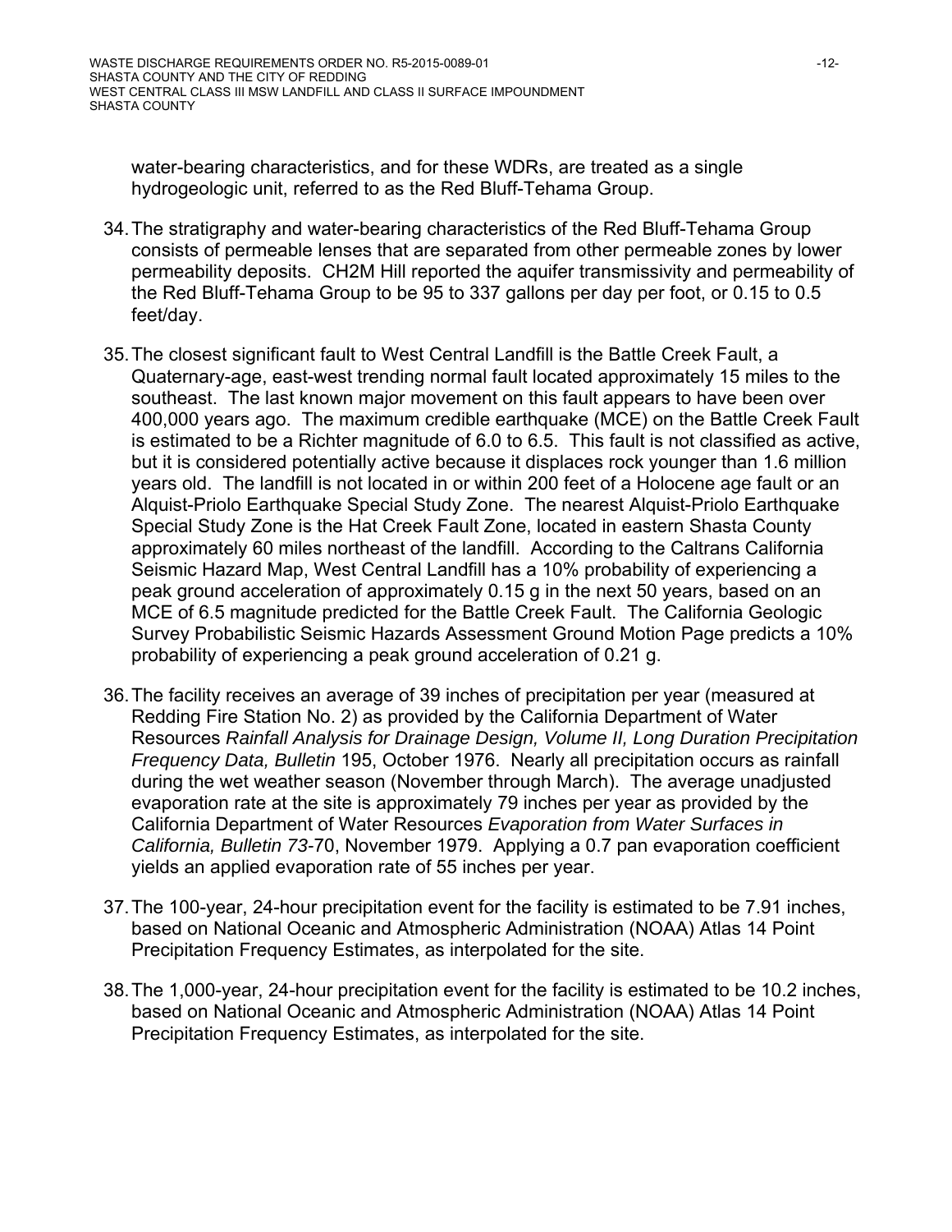water-bearing characteristics, and for these WDRs, are treated as a single hydrogeologic unit, referred to as the Red Bluff-Tehama Group.

34. The stratigraphy and water-bearing characteristics of the Red Bluff-Tehama Group consists of permeable lenses that are separated from other permeable zones by lower permeability deposits. CH2M Hill reported the aquifer transmissivity and permeability of the Red Bluff-Tehama Group to be 95 to 337 gallons per day per foot, or 0.15 to 0.5 feet/day.

35. The closest significant fault to West Central Landfill is the Battle Creek Fault, a Quaternary-age, east-west trending normal fault located approximately 15 miles to the southeast. The last known major movement on this fault appears to have been over 400,000 years ago. The maximum credible earthquake (MCE) on the Battle Creek Fault is estimated to be a Richter magnitude of 6.0 to 6.5. This fault is not classified as active, but it is considered potentially active because it displaces rock younger than 1.6 million years old. The landfill is not located in or within 200 feet of a Holocene age fault or an Alquist-Priolo Earthquake Special Study Zone. The nearest Alquist-Priolo Earthquake Special Study Zone is the Hat Creek Fault Zone, located in eastern Shasta County approximately 60 miles northeast of the landfill. According to the Caltrans California Seismic Hazard Map, West Central Landfill has a 10% probability of experiencing a peak ground acceleration of approximately 0.15 g in the next 50 years, based on an MCE of 6.5 magnitude predicted for the Battle Creek Fault. The California Geologic Survey Probabilistic Seismic Hazards Assessment Ground Motion Page predicts a 10% probability of experiencing a peak ground acceleration of 0.21 g.

36. The facility receives an average of 39 inches of precipitation per year (measured at Redding Fire Station No. 2) as provided by the California Department of Water Resources *Rainfall Analysis for Drainage Design, Volume II, Long Duration Precipitation Frequency Data, Bulletin* 195, October 1976. Nearly all precipitation occurs as rainfall during the wet weather season (November through March). The average unadjusted evaporation rate at the site is approximately 79 inches per year as provided by the California Department of Water Resources *Evaporation from Water Surfaces in California, Bulletin 73*-70, November 1979. Applying a 0.7 pan evaporation coefficient yields an applied evaporation rate of 55 inches per year.

37. The 100-year, 24-hour precipitation event for the facility is estimated to be 7.91 inches, based on National Oceanic and Atmospheric Administration (NOAA) Atlas 14 Point Precipitation Frequency Estimates, as interpolated for the site.

38. The 1,000-year, 24-hour precipitation event for the facility is estimated to be 10.2 inches, based on National Oceanic and Atmospheric Administration (NOAA) Atlas 14 Point Precipitation Frequency Estimates, as interpolated for the site.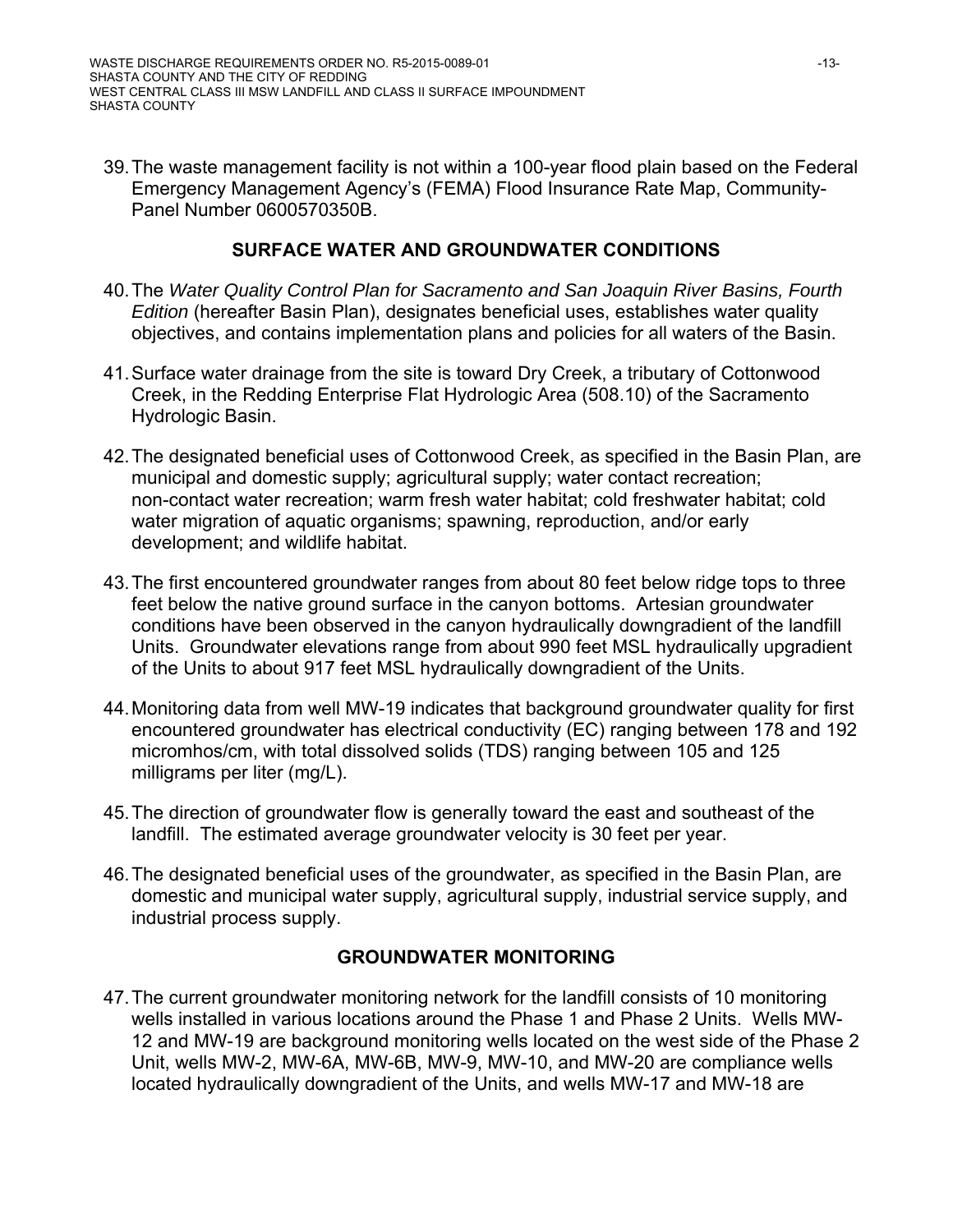39. The waste management facility is not within a 100-year flood plain based on the Federal Emergency Management Agency's (FEMA) Flood Insurance Rate Map, Community-Panel Number 0600570350B.

## SURFACE WATER AND GROUNDWATER CONDITIONS

40. The *Water Quality Control Plan for Sacramento and San Joaquin River Basins, Fourth Edition* (hereafter Basin Plan), designates beneficial uses, establishes water quality objectives, and contains implementation plans and policies for all waters of the Basin.

41. Surface water drainage from the site is toward Dry Creek, a tributary of Cottonwood Creek, in the Redding Enterprise Flat Hydrologic Area (508.10) of the Sacramento Hydrologic Basin.

42. The designated beneficial uses of Cottonwood Creek, as specified in the Basin Plan, are municipal and domestic supply; agricultural supply; water contact recreation; non-contact water recreation; warm fresh water habitat; cold freshwater habitat; cold water migration of aquatic organisms; spawning, reproduction, and/or early development; and wildlife habitat.

43. The first encountered groundwater ranges from about 80 feet below ridge tops to three feet below the native ground surface in the canyon bottoms. Artesian groundwater conditions have been observed in the canyon hydraulically downgradient of the landfill Units. Groundwater elevations range from about 990 feet MSL hydraulically upgradient of the Units to about 917 feet MSL hydraulically downgradient of the Units.

44. Monitoring data from well MW-19 indicates that background groundwater quality for first encountered groundwater has electrical conductivity (EC) ranging between 178 and 192 micromhos/cm, with total dissolved solids (TDS) ranging between 105 and 125 milligrams per liter (mg/L).

45. The direction of groundwater flow is generally toward the east and southeast of the landfill. The estimated average groundwater velocity is 30 feet per year.

46. The designated beneficial uses of the groundwater, as specified in the Basin Plan, are domestic and municipal water supply, agricultural supply, industrial service supply, and industrial process supply.

## GROUNDWATER MONITORING

47. The current groundwater monitoring network for the landfill consists of 10 monitoring wells installed in various locations around the Phase 1 and Phase 2 Units. Wells MW-12 and MW-19 are background monitoring wells located on the west side of the Phase 2 Unit, wells MW-2, MW-6A, MW-6B, MW-9, MW-10, and MW-20 are compliance wells located hydraulically downgradient of the Units, and wells MW-17 and MW-18 are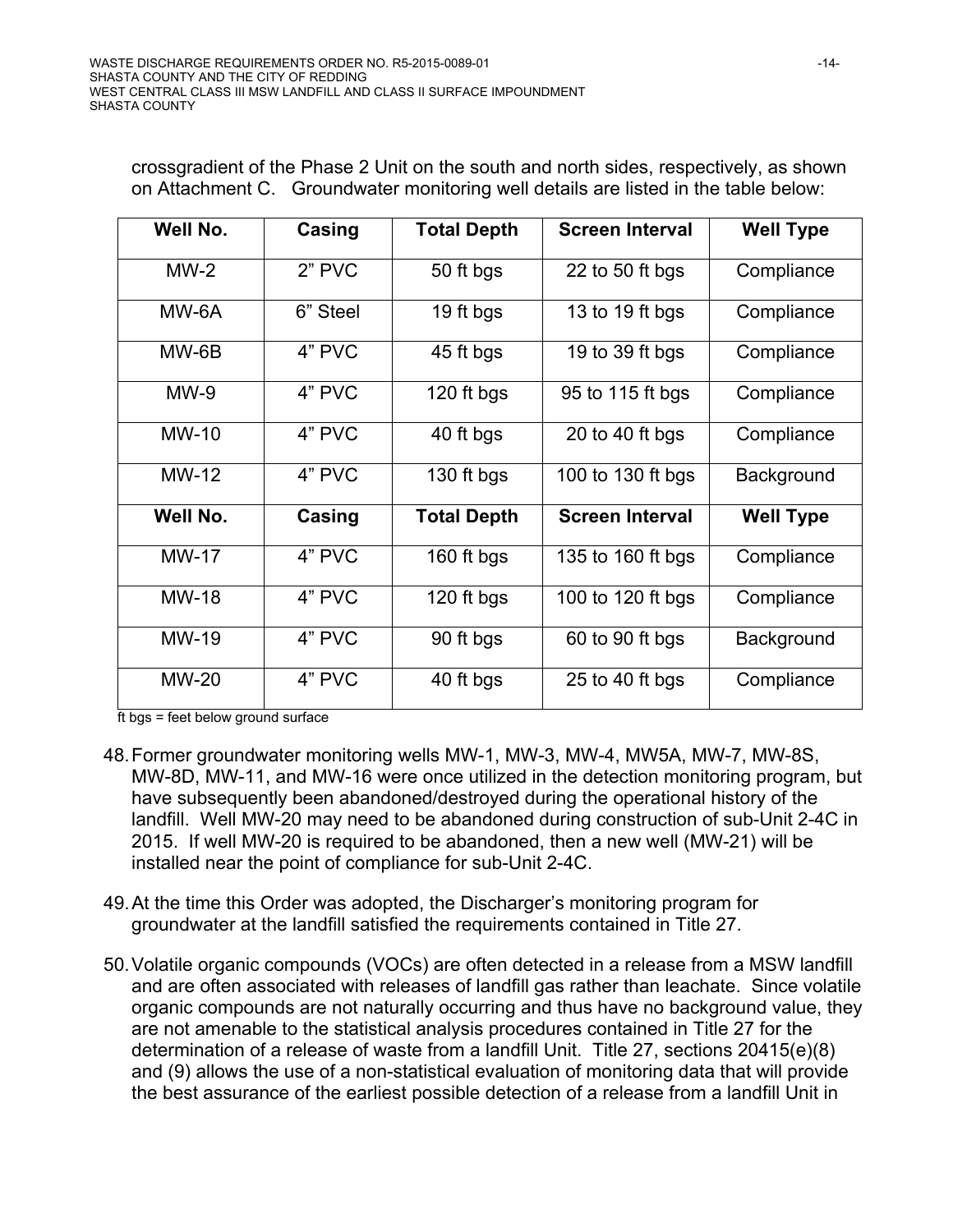crossgradient of the Phase 2 Unit on the south and north sides, respectively, as shown on Attachment C. Groundwater monitoring well details are listed in the table below:

| Well No. | Casing | Total Depth | Screen Interval | Well Type |
|---|---|---|---|---|
| MW-2 | 2" PVC | 50 ft bgs | 22 to 50 ft bgs | Compliance |
| MW-6A | 6" Steel | 19 ft bgs | 13 to 19 ft bgs | Compliance |
| MW-6B | 4" PVC | 45 ft bgs | 19 to 39 ft bgs | Compliance |
| MW-9 | 4" PVC | 120 ft bgs | 95 to 115 ft bgs | Compliance |
| MW-10 | 4" PVC | 40 ft bgs | 20 to 40 ft bgs | Compliance |
| MW-12 | 4" PVC | 130 ft bgs | 100 to 130 ft bgs | Background |
| **Well No.** | **Casing** | **Total Depth** | **Screen Interval** | **Well Type** |
| MW-17 | 4" PVC | 160 ft bgs | 135 to 160 ft bgs | Compliance |
| MW-18 | 4" PVC | 120 ft bgs | 100 to 120 ft bgs | Compliance |
| MW-19 | 4" PVC | 90 ft bgs | 60 to 90 ft bgs | Background |
| MW-20 | 4" PVC | 40 ft bgs | 25 to 40 ft bgs | Compliance |

ft bgs = feet below ground surface

48. Former groundwater monitoring wells MW-1, MW-3, MW-4, MW5A, MW-7, MW-8S, MW-8D, MW-11, and MW-16 were once utilized in the detection monitoring program, but have subsequently been abandoned/destroyed during the operational history of the landfill. Well MW-20 may need to be abandoned during construction of sub-Unit 2-4C in 2015. If well MW-20 is required to be abandoned, then a new well (MW-21) will be installed near the point of compliance for sub-Unit 2-4C.

49. At the time this Order was adopted, the Discharger's monitoring program for groundwater at the landfill satisfied the requirements contained in Title 27.

50. Volatile organic compounds (VOCs) are often detected in a release from a MSW landfill and are often associated with releases of landfill gas rather than leachate. Since volatile organic compounds are not naturally occurring and thus have no background value, they are not amenable to the statistical analysis procedures contained in Title 27 for the determination of a release of waste from a landfill Unit. Title 27, sections 20415(e)(8) and (9) allows the use of a non-statistical evaluation of monitoring data that will provide the best assurance of the earliest possible detection of a release from a landfill Unit in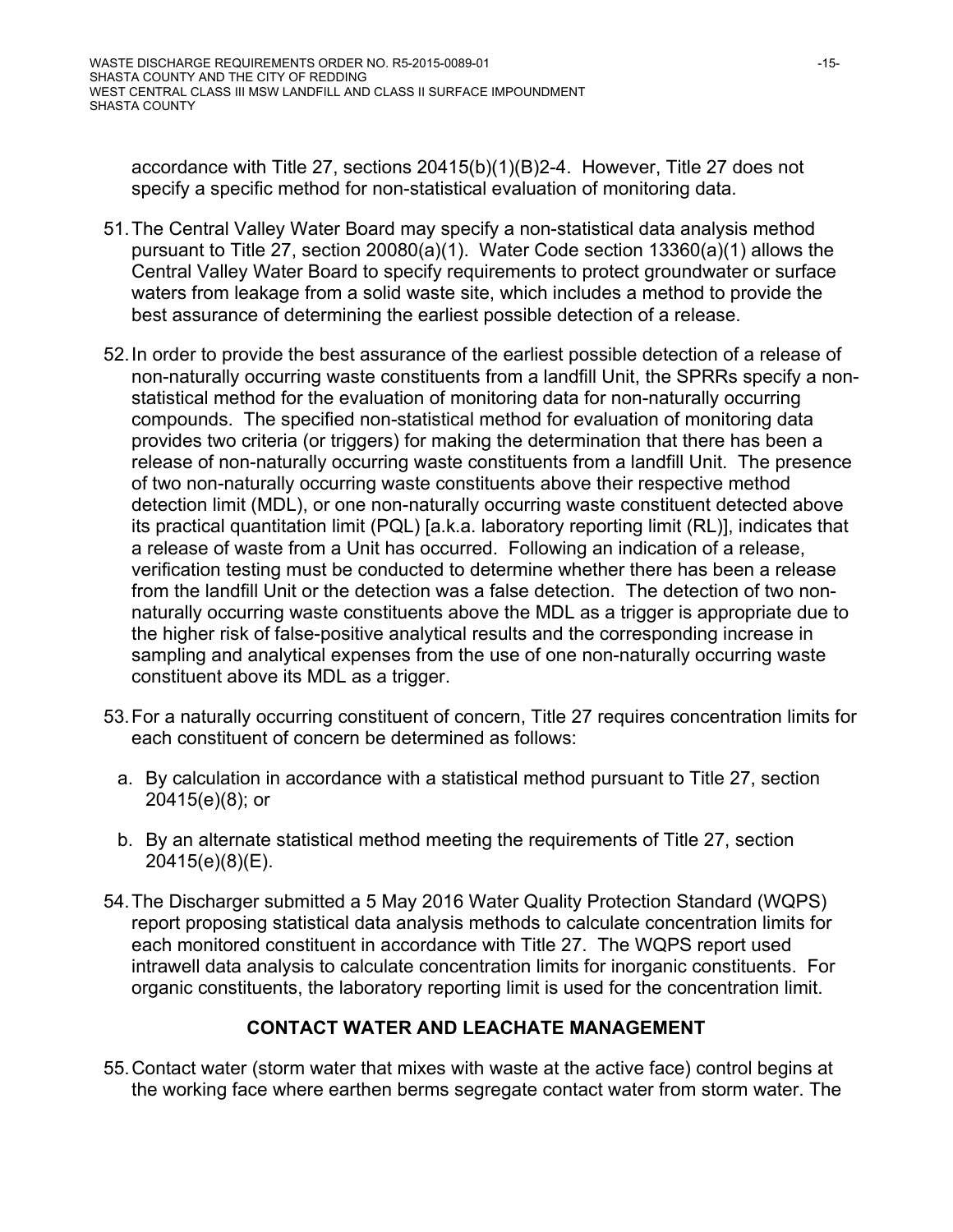accordance with Title 27, sections 20415(b)(1)(B)2-4. However, Title 27 does not specify a specific method for non-statistical evaluation of monitoring data.

51. The Central Valley Water Board may specify a non-statistical data analysis method pursuant to Title 27, section 20080(a)(1). Water Code section 13360(a)(1) allows the Central Valley Water Board to specify requirements to protect groundwater or surface waters from leakage from a solid waste site, which includes a method to provide the best assurance of determining the earliest possible detection of a release.

52. In order to provide the best assurance of the earliest possible detection of a release of non-naturally occurring waste constituents from a landfill Unit, the SPRRs specify a non-statistical method for the evaluation of monitoring data for non-naturally occurring compounds. The specified non-statistical method for evaluation of monitoring data provides two criteria (or triggers) for making the determination that there has been a release of non-naturally occurring waste constituents from a landfill Unit. The presence of two non-naturally occurring waste constituents above their respective method detection limit (MDL), or one non-naturally occurring waste constituent detected above its practical quantitation limit (PQL) [a.k.a. laboratory reporting limit (RL)], indicates that a release of waste from a Unit has occurred. Following an indication of a release, verification testing must be conducted to determine whether there has been a release from the landfill Unit or the detection was a false detection. The detection of two non-naturally occurring waste constituents above the MDL as a trigger is appropriate due to the higher risk of false-positive analytical results and the corresponding increase in sampling and analytical expenses from the use of one non-naturally occurring waste constituent above its MDL as a trigger.

53. For a naturally occurring constituent of concern, Title 27 requires concentration limits for each constituent of concern be determined as follows:

    a. By calculation in accordance with a statistical method pursuant to Title 27, section 20415(e)(8); or

    b. By an alternate statistical method meeting the requirements of Title 27, section 20415(e)(8)(E).

54. The Discharger submitted a 5 May 2016 Water Quality Protection Standard (WQPS) report proposing statistical data analysis methods to calculate concentration limits for each monitored constituent in accordance with Title 27. The WQPS report used intrawell data analysis to calculate concentration limits for inorganic constituents. For organic constituents, the laboratory reporting limit is used for the concentration limit.

## CONTACT WATER AND LEACHATE MANAGEMENT

55. Contact water (storm water that mixes with waste at the active face) control begins at the working face where earthen berms segregate contact water from storm water. The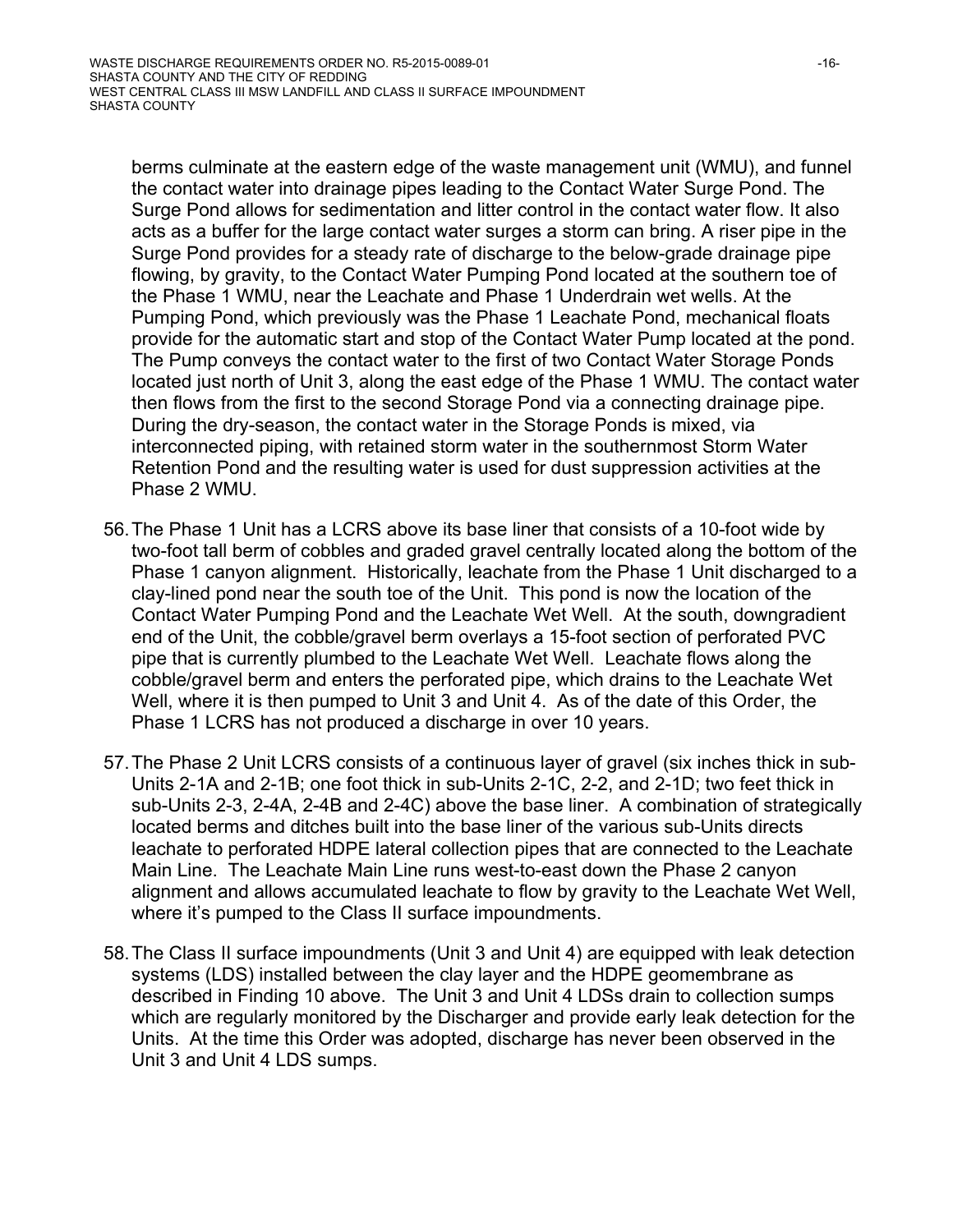berms culminate at the eastern edge of the waste management unit (WMU), and funnel the contact water into drainage pipes leading to the Contact Water Surge Pond. The Surge Pond allows for sedimentation and litter control in the contact water flow. It also acts as a buffer for the large contact water surges a storm can bring. A riser pipe in the Surge Pond provides for a steady rate of discharge to the below-grade drainage pipe flowing, by gravity, to the Contact Water Pumping Pond located at the southern toe of the Phase 1 WMU, near the Leachate and Phase 1 Underdrain wet wells. At the Pumping Pond, which previously was the Phase 1 Leachate Pond, mechanical floats provide for the automatic start and stop of the Contact Water Pump located at the pond. The Pump conveys the contact water to the first of two Contact Water Storage Ponds located just north of Unit 3, along the east edge of the Phase 1 WMU. The contact water then flows from the first to the second Storage Pond via a connecting drainage pipe. During the dry-season, the contact water in the Storage Ponds is mixed, via interconnected piping, with retained storm water in the southernmost Storm Water Retention Pond and the resulting water is used for dust suppression activities at the Phase 2 WMU.

56. The Phase 1 Unit has a LCRS above its base liner that consists of a 10-foot wide by two-foot tall berm of cobbles and graded gravel centrally located along the bottom of the Phase 1 canyon alignment. Historically, leachate from the Phase 1 Unit discharged to a clay-lined pond near the south toe of the Unit. This pond is now the location of the Contact Water Pumping Pond and the Leachate Wet Well. At the south, downgradient end of the Unit, the cobble/gravel berm overlays a 15-foot section of perforated PVC pipe that is currently plumbed to the Leachate Wet Well. Leachate flows along the cobble/gravel berm and enters the perforated pipe, which drains to the Leachate Wet Well, where it is then pumped to Unit 3 and Unit 4. As of the date of this Order, the Phase 1 LCRS has not produced a discharge in over 10 years.

57. The Phase 2 Unit LCRS consists of a continuous layer of gravel (six inches thick in sub-Units 2-1A and 2-1B; one foot thick in sub-Units 2-1C, 2-2, and 2-1D; two feet thick in sub-Units 2-3, 2-4A, 2-4B and 2-4C) above the base liner. A combination of strategically located berms and ditches built into the base liner of the various sub-Units directs leachate to perforated HDPE lateral collection pipes that are connected to the Leachate Main Line. The Leachate Main Line runs west-to-east down the Phase 2 canyon alignment and allows accumulated leachate to flow by gravity to the Leachate Wet Well, where it's pumped to the Class II surface impoundments.

58. The Class II surface impoundments (Unit 3 and Unit 4) are equipped with leak detection systems (LDS) installed between the clay layer and the HDPE geomembrane as described in Finding 10 above. The Unit 3 and Unit 4 LDSs drain to collection sumps which are regularly monitored by the Discharger and provide early leak detection for the Units. At the time this Order was adopted, discharge has never been observed in the Unit 3 and Unit 4 LDS sumps.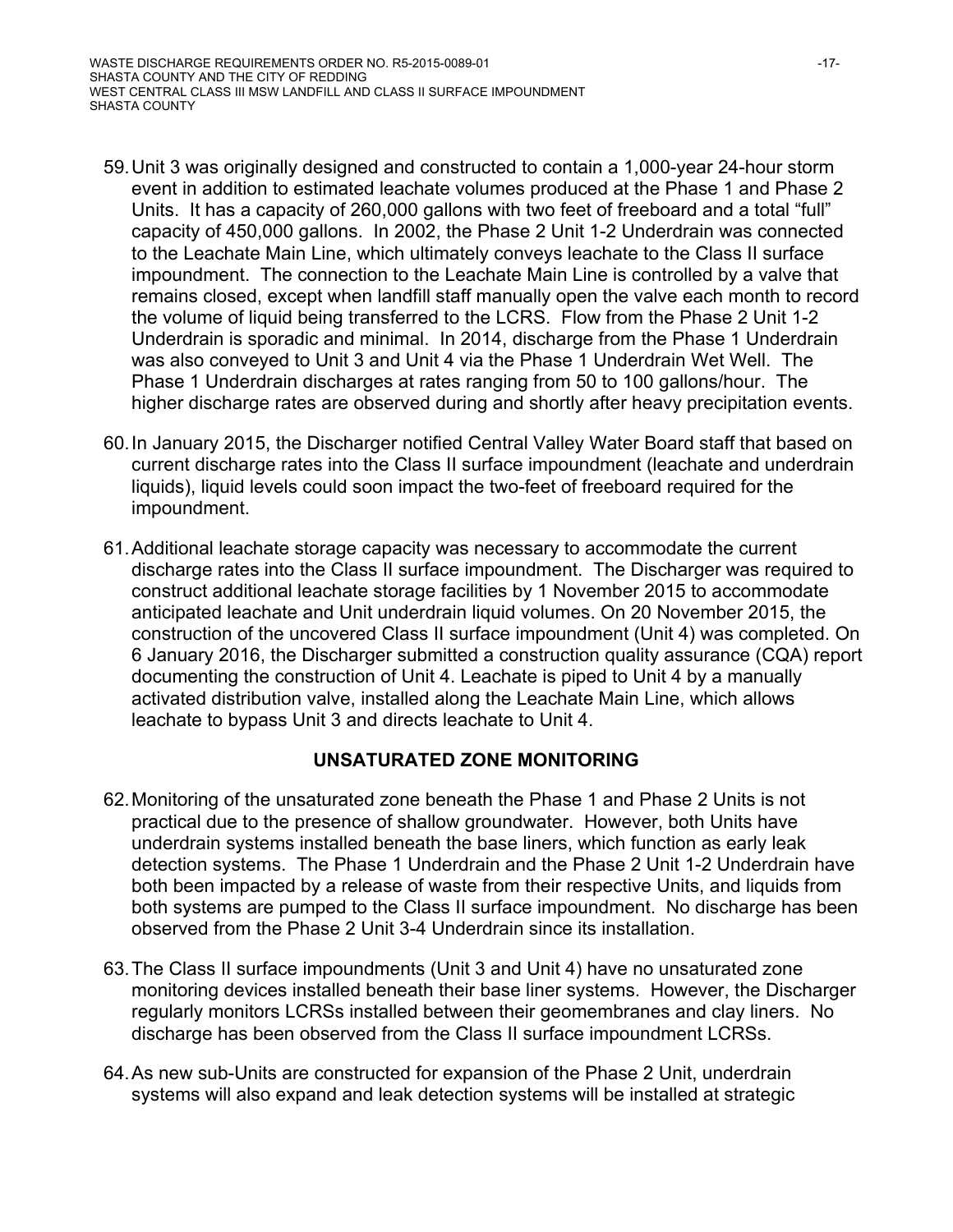59. Unit 3 was originally designed and constructed to contain a 1,000-year 24-hour storm event in addition to estimated leachate volumes produced at the Phase 1 and Phase 2 Units. It has a capacity of 260,000 gallons with two feet of freeboard and a total "full" capacity of 450,000 gallons. In 2002, the Phase 2 Unit 1-2 Underdrain was connected to the Leachate Main Line, which ultimately conveys leachate to the Class II surface impoundment. The connection to the Leachate Main Line is controlled by a valve that remains closed, except when landfill staff manually open the valve each month to record the volume of liquid being transferred to the LCRS. Flow from the Phase 2 Unit 1-2 Underdrain is sporadic and minimal. In 2014, discharge from the Phase 1 Underdrain was also conveyed to Unit 3 and Unit 4 via the Phase 1 Underdrain Wet Well. The Phase 1 Underdrain discharges at rates ranging from 50 to 100 gallons/hour. The higher discharge rates are observed during and shortly after heavy precipitation events.

60. In January 2015, the Discharger notified Central Valley Water Board staff that based on current discharge rates into the Class II surface impoundment (leachate and underdrain liquids), liquid levels could soon impact the two-feet of freeboard required for the impoundment.

61. Additional leachate storage capacity was necessary to accommodate the current discharge rates into the Class II surface impoundment. The Discharger was required to construct additional leachate storage facilities by 1 November 2015 to accommodate anticipated leachate and Unit underdrain liquid volumes. On 20 November 2015, the construction of the uncovered Class II surface impoundment (Unit 4) was completed. On 6 January 2016, the Discharger submitted a construction quality assurance (CQA) report documenting the construction of Unit 4. Leachate is piped to Unit 4 by a manually activated distribution valve, installed along the Leachate Main Line, which allows leachate to bypass Unit 3 and directs leachate to Unit 4.

## UNSATURATED ZONE MONITORING

62. Monitoring of the unsaturated zone beneath the Phase 1 and Phase 2 Units is not practical due to the presence of shallow groundwater. However, both Units have underdrain systems installed beneath the base liners, which function as early leak detection systems. The Phase 1 Underdrain and the Phase 2 Unit 1-2 Underdrain have both been impacted by a release of waste from their respective Units, and liquids from both systems are pumped to the Class II surface impoundment. No discharge has been observed from the Phase 2 Unit 3-4 Underdrain since its installation.

63. The Class II surface impoundments (Unit 3 and Unit 4) have no unsaturated zone monitoring devices installed beneath their base liner systems. However, the Discharger regularly monitors LCRSs installed between their geomembranes and clay liners. No discharge has been observed from the Class II surface impoundment LCRSs.

64. As new sub-Units are constructed for expansion of the Phase 2 Unit, underdrain systems will also expand and leak detection systems will be installed at strategic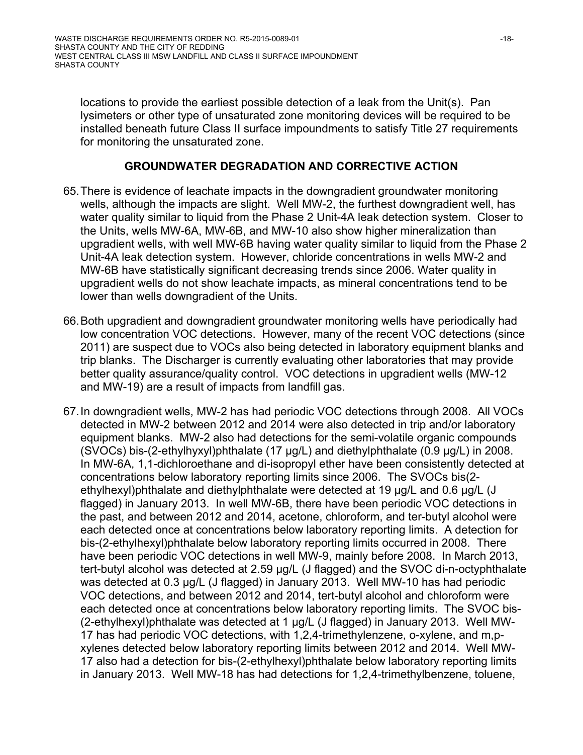locations to provide the earliest possible detection of a leak from the Unit(s). Pan lysimeters or other type of unsaturated zone monitoring devices will be required to be installed beneath future Class II surface impoundments to satisfy Title 27 requirements for monitoring the unsaturated zone.

## GROUNDWATER DEGRADATION AND CORRECTIVE ACTION

65. There is evidence of leachate impacts in the downgradient groundwater monitoring wells, although the impacts are slight. Well MW-2, the furthest downgradient well, has water quality similar to liquid from the Phase 2 Unit-4A leak detection system. Closer to the Units, wells MW-6A, MW-6B, and MW-10 also show higher mineralization than upgradient wells, with well MW-6B having water quality similar to liquid from the Phase 2 Unit-4A leak detection system. However, chloride concentrations in wells MW-2 and MW-6B have statistically significant decreasing trends since 2006. Water quality in upgradient wells do not show leachate impacts, as mineral concentrations tend to be lower than wells downgradient of the Units.

66. Both upgradient and downgradient groundwater monitoring wells have periodically had low concentration VOC detections. However, many of the recent VOC detections (since 2011) are suspect due to VOCs also being detected in laboratory equipment blanks and trip blanks. The Discharger is currently evaluating other laboratories that may provide better quality assurance/quality control. VOC detections in upgradient wells (MW-12 and MW-19) are a result of impacts from landfill gas.

67. In downgradient wells, MW-2 has had periodic VOC detections through 2008. All VOCs detected in MW-2 between 2012 and 2014 were also detected in trip and/or laboratory equipment blanks. MW-2 also had detections for the semi-volatile organic compounds (SVOCs) bis-(2-ethylhyxyl)phthalate (17 µg/L) and diethylphthalate (0.9 µg/L) in 2008. In MW-6A, 1,1-dichloroethane and di-isopropyl ether have been consistently detected at concentrations below laboratory reporting limits since 2006. The SVOCs bis(2-ethylhexyl)phthalate and diethylphthalate were detected at 19 µg/L and 0.6 µg/L (J flagged) in January 2013. In well MW-6B, there have been periodic VOC detections in the past, and between 2012 and 2014, acetone, chloroform, and ter-butyl alcohol were each detected once at concentrations below laboratory reporting limits. A detection for bis-(2-ethylhexyl)phthalate below laboratory reporting limits occurred in 2008. There have been periodic VOC detections in well MW-9, mainly before 2008. In March 2013, tert-butyl alcohol was detected at 2.59 µg/L (J flagged) and the SVOC di-n-octyphthalate was detected at 0.3 µg/L (J flagged) in January 2013. Well MW-10 has had periodic VOC detections, and between 2012 and 2014, tert-butyl alcohol and chloroform were each detected once at concentrations below laboratory reporting limits. The SVOC bis-(2-ethylhexyl)phthalate was detected at 1 µg/L (J flagged) in January 2013. Well MW-17 has had periodic VOC detections, with 1,2,4-trimethylenzene, o-xylene, and m,p-xylenes detected below laboratory reporting limits between 2012 and 2014. Well MW-17 also had a detection for bis-(2-ethylhexyl)phthalate below laboratory reporting limits in January 2013. Well MW-18 has had detections for 1,2,4-trimethylbenzene, toluene,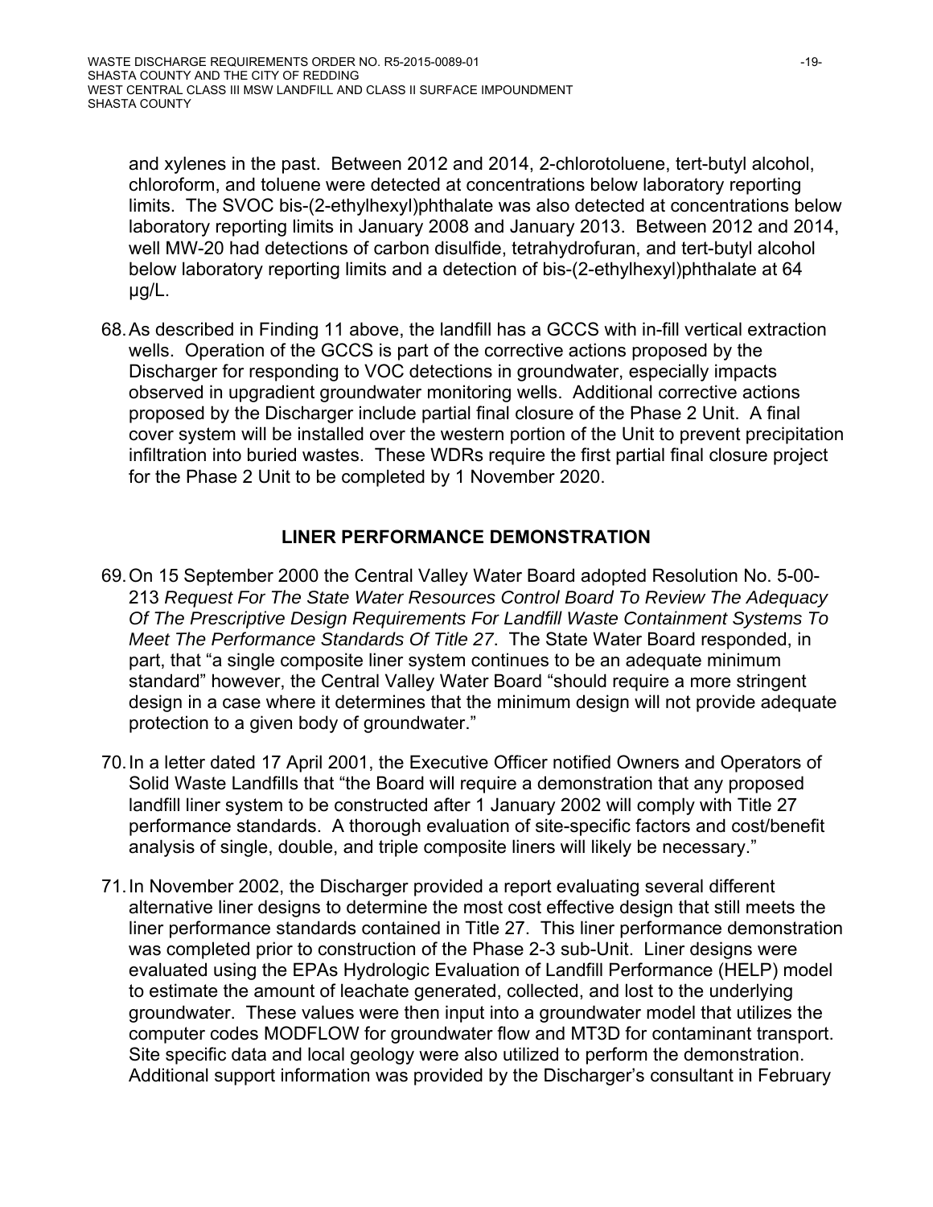and xylenes in the past. Between 2012 and 2014, 2-chlorotoluene, tert-butyl alcohol, chloroform, and toluene were detected at concentrations below laboratory reporting limits. The SVOC bis-(2-ethylhexyl)phthalate was also detected at concentrations below laboratory reporting limits in January 2008 and January 2013. Between 2012 and 2014, well MW-20 had detections of carbon disulfide, tetrahydrofuran, and tert-butyl alcohol below laboratory reporting limits and a detection of bis-(2-ethylhexyl)phthalate at 64 µg/L.

68. As described in Finding 11 above, the landfill has a GCCS with in-fill vertical extraction wells. Operation of the GCCS is part of the corrective actions proposed by the Discharger for responding to VOC detections in groundwater, especially impacts observed in upgradient groundwater monitoring wells. Additional corrective actions proposed by the Discharger include partial final closure of the Phase 2 Unit. A final cover system will be installed over the western portion of the Unit to prevent precipitation infiltration into buried wastes. These WDRs require the first partial final closure project for the Phase 2 Unit to be completed by 1 November 2020.

## LINER PERFORMANCE DEMONSTRATION

69. On 15 September 2000 the Central Valley Water Board adopted Resolution No. 5-00-213 *Request For The State Water Resources Control Board To Review The Adequacy Of The Prescriptive Design Requirements For Landfill Waste Containment Systems To Meet The Performance Standards Of Title 27*. The State Water Board responded, in part, that "a single composite liner system continues to be an adequate minimum standard" however, the Central Valley Water Board "should require a more stringent design in a case where it determines that the minimum design will not provide adequate protection to a given body of groundwater."

70. In a letter dated 17 April 2001, the Executive Officer notified Owners and Operators of Solid Waste Landfills that "the Board will require a demonstration that any proposed landfill liner system to be constructed after 1 January 2002 will comply with Title 27 performance standards. A thorough evaluation of site-specific factors and cost/benefit analysis of single, double, and triple composite liners will likely be necessary."

71. In November 2002, the Discharger provided a report evaluating several different alternative liner designs to determine the most cost effective design that still meets the liner performance standards contained in Title 27. This liner performance demonstration was completed prior to construction of the Phase 2-3 sub-Unit. Liner designs were evaluated using the EPAs Hydrologic Evaluation of Landfill Performance (HELP) model to estimate the amount of leachate generated, collected, and lost to the underlying groundwater. These values were then input into a groundwater model that utilizes the computer codes MODFLOW for groundwater flow and MT3D for contaminant transport. Site specific data and local geology were also utilized to perform the demonstration. Additional support information was provided by the Discharger's consultant in February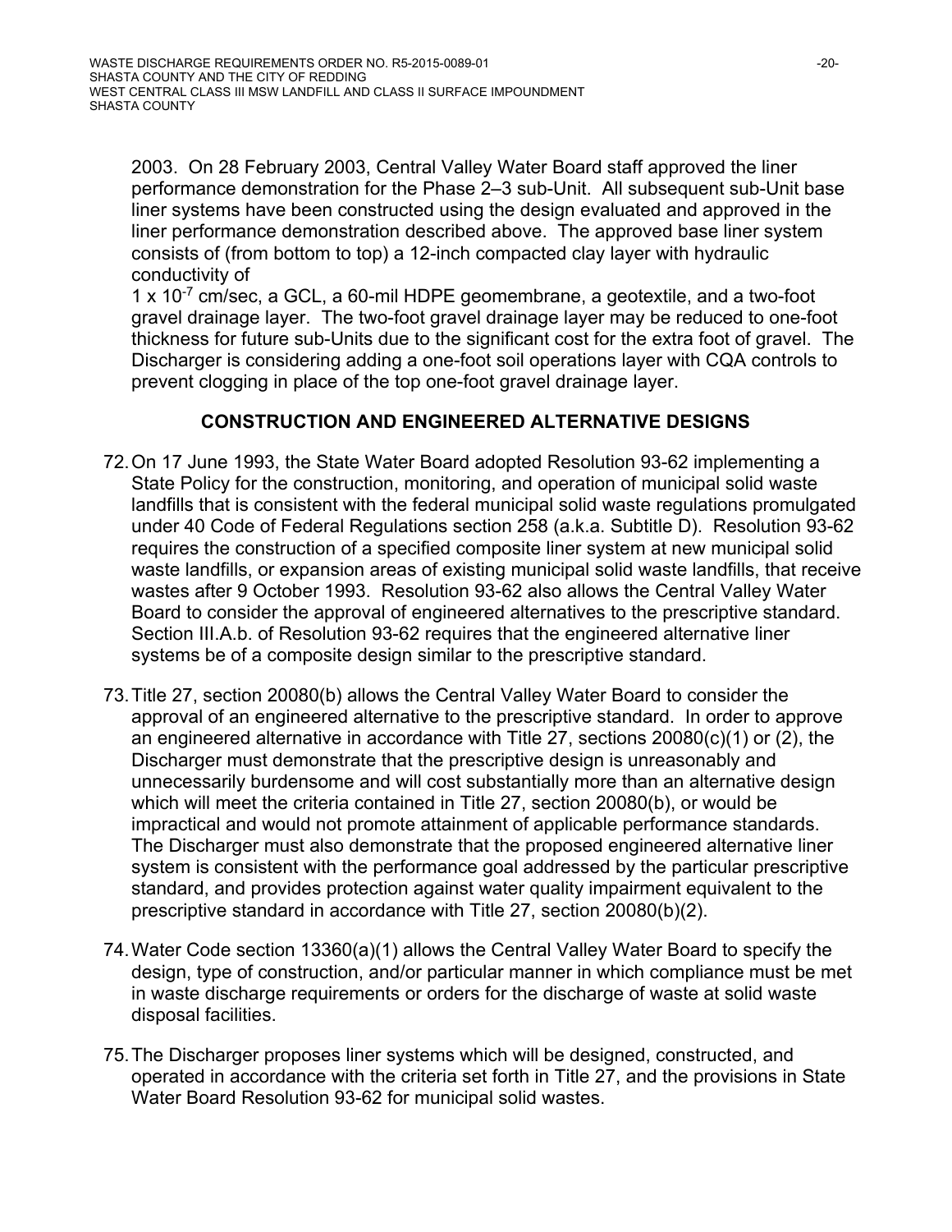2003. On 28 February 2003, Central Valley Water Board staff approved the liner performance demonstration for the Phase 2–3 sub-Unit. All subsequent sub-Unit base liner systems have been constructed using the design evaluated and approved in the liner performance demonstration described above. The approved base liner system consists of (from bottom to top) a 12-inch compacted clay layer with hydraulic conductivity of $1 \times 10^{-7}$ cm/sec, a GCL, a 60-mil HDPE geomembrane, a geotextile, and a two-foot gravel drainage layer. The two-foot gravel drainage layer may be reduced to one-foot thickness for future sub-Units due to the significant cost for the extra foot of gravel. The Discharger is considering adding a one-foot soil operations layer with CQA controls to prevent clogging in place of the top one-foot gravel drainage layer.

## CONSTRUCTION AND ENGINEERED ALTERNATIVE DESIGNS

72. On 17 June 1993, the State Water Board adopted Resolution 93-62 implementing a State Policy for the construction, monitoring, and operation of municipal solid waste landfills that is consistent with the federal municipal solid waste regulations promulgated under 40 Code of Federal Regulations section 258 (a.k.a. Subtitle D). Resolution 93-62 requires the construction of a specified composite liner system at new municipal solid waste landfills, or expansion areas of existing municipal solid waste landfills, that receive wastes after 9 October 1993. Resolution 93-62 also allows the Central Valley Water Board to consider the approval of engineered alternatives to the prescriptive standard. Section III.A.b. of Resolution 93-62 requires that the engineered alternative liner systems be of a composite design similar to the prescriptive standard.

73. Title 27, section 20080(b) allows the Central Valley Water Board to consider the approval of an engineered alternative to the prescriptive standard. In order to approve an engineered alternative in accordance with Title 27, sections 20080(c)(1) or (2), the Discharger must demonstrate that the prescriptive design is unreasonably and unnecessarily burdensome and will cost substantially more than an alternative design which will meet the criteria contained in Title 27, section 20080(b), or would be impractical and would not promote attainment of applicable performance standards. The Discharger must also demonstrate that the proposed engineered alternative liner system is consistent with the performance goal addressed by the particular prescriptive standard, and provides protection against water quality impairment equivalent to the prescriptive standard in accordance with Title 27, section 20080(b)(2).

74. Water Code section 13360(a)(1) allows the Central Valley Water Board to specify the design, type of construction, and/or particular manner in which compliance must be met in waste discharge requirements or orders for the discharge of waste at solid waste disposal facilities.

75. The Discharger proposes liner systems which will be designed, constructed, and operated in accordance with the criteria set forth in Title 27, and the provisions in State Water Board Resolution 93-62 for municipal solid wastes.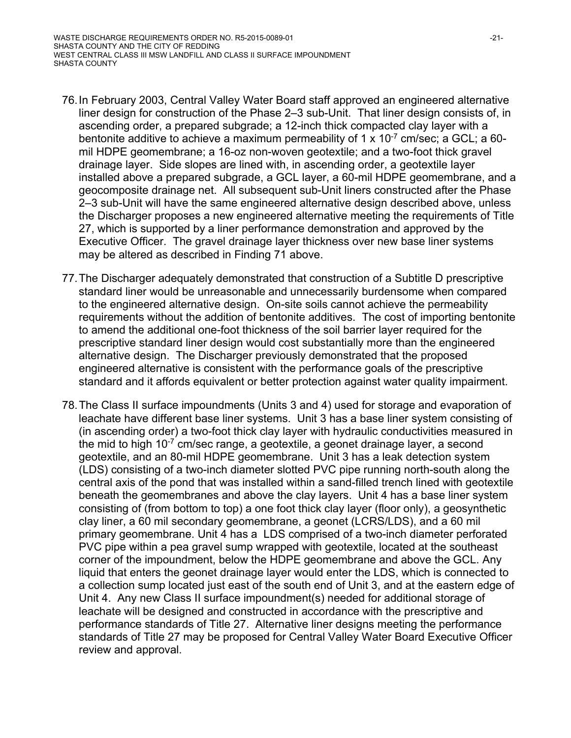76. In February 2003, Central Valley Water Board staff approved an engineered alternative liner design for construction of the Phase 2–3 sub-Unit. That liner design consists of, in ascending order, a prepared subgrade; a 12-inch thick compacted clay layer with a bentonite additive to achieve a maximum permeability of $1 \times 10^{-7}$ cm/sec; a GCL; a 60-mil HDPE geomembrane; a 16-oz non-woven geotextile; and a two-foot thick gravel drainage layer. Side slopes are lined with, in ascending order, a geotextile layer installed above a prepared subgrade, a GCL layer, a 60-mil HDPE geomembrane, and a geocomposite drainage net. All subsequent sub-Unit liners constructed after the Phase 2–3 sub-Unit will have the same engineered alternative design described above, unless the Discharger proposes a new engineered alternative meeting the requirements of Title 27, which is supported by a liner performance demonstration and approved by the Executive Officer. The gravel drainage layer thickness over new base liner systems may be altered as described in Finding 71 above.

77. The Discharger adequately demonstrated that construction of a Subtitle D prescriptive standard liner would be unreasonable and unnecessarily burdensome when compared to the engineered alternative design. On-site soils cannot achieve the permeability requirements without the addition of bentonite additives. The cost of importing bentonite to amend the additional one-foot thickness of the soil barrier layer required for the prescriptive standard liner design would cost substantially more than the engineered alternative design. The Discharger previously demonstrated that the proposed engineered alternative is consistent with the performance goals of the prescriptive standard and it affords equivalent or better protection against water quality impairment.

78. The Class II surface impoundments (Units 3 and 4) used for storage and evaporation of leachate have different base liner systems. Unit 3 has a base liner system consisting of (in ascending order) a two-foot thick clay layer with hydraulic conductivities measured in the mid to high $10^{-7}$ cm/sec range, a geotextile, a geonet drainage layer, a second geotextile, and an 80-mil HDPE geomembrane. Unit 3 has a leak detection system (LDS) consisting of a two-inch diameter slotted PVC pipe running north-south along the central axis of the pond that was installed within a sand-filled trench lined with geotextile beneath the geomembranes and above the clay layers. Unit 4 has a base liner system consisting of (from bottom to top) a one foot thick clay layer (floor only), a geosynthetic clay liner, a 60 mil secondary geomembrane, a geonet (LCRS/LDS), and a 60 mil primary geomembrane. Unit 4 has a LDS comprised of a two-inch diameter perforated PVC pipe within a pea gravel sump wrapped with geotextile, located at the southeast corner of the impoundment, below the HDPE geomembrane and above the GCL. Any liquid that enters the geonet drainage layer would enter the LDS, which is connected to a collection sump located just east of the south end of Unit 3, and at the eastern edge of Unit 4. Any new Class II surface impoundment(s) needed for additional storage of leachate will be designed and constructed in accordance with the prescriptive and performance standards of Title 27. Alternative liner designs meeting the performance standards of Title 27 may be proposed for Central Valley Water Board Executive Officer review and approval.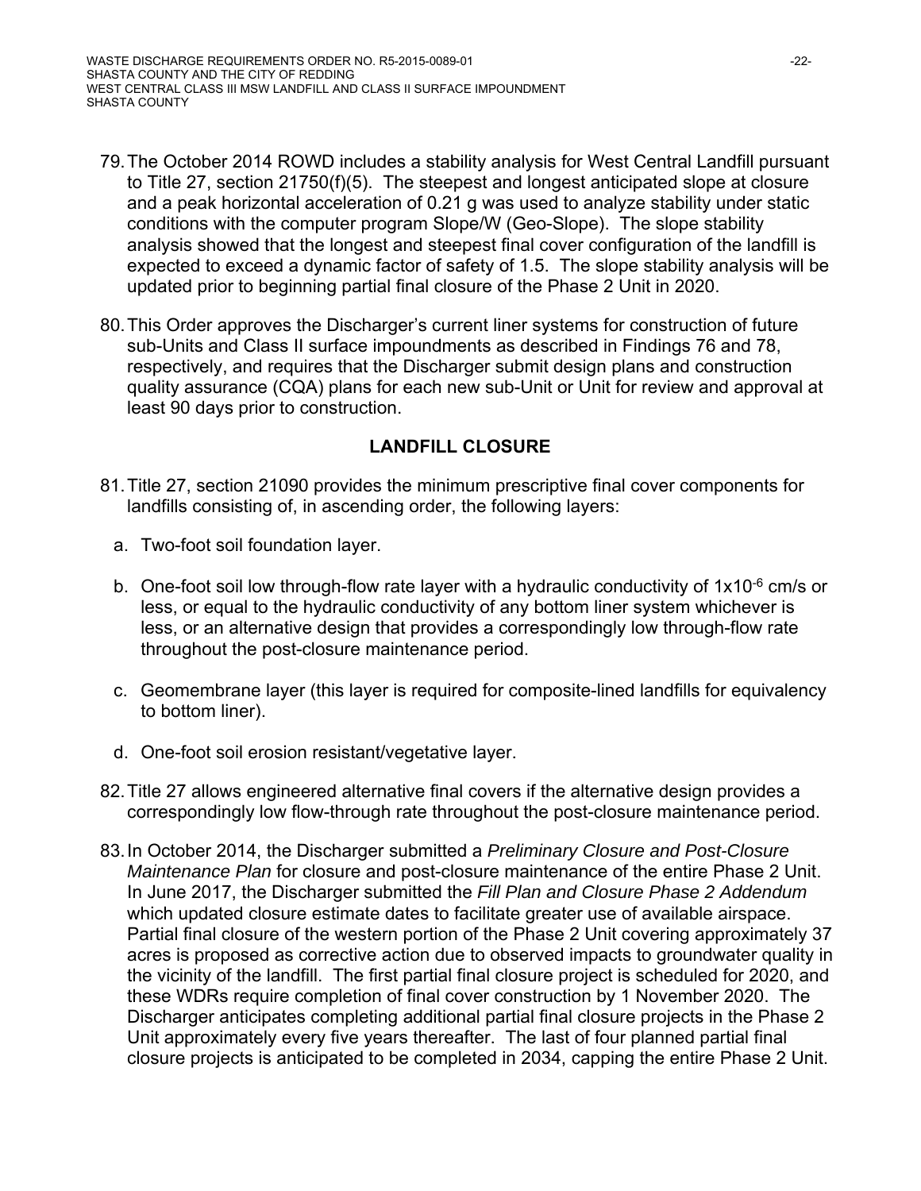79. The October 2014 ROWD includes a stability analysis for West Central Landfill pursuant to Title 27, section 21750(f)(5). The steepest and longest anticipated slope at closure and a peak horizontal acceleration of 0.21 g was used to analyze stability under static conditions with the computer program Slope/W (Geo-Slope). The slope stability analysis showed that the longest and steepest final cover configuration of the landfill is expected to exceed a dynamic factor of safety of 1.5. The slope stability analysis will be updated prior to beginning partial final closure of the Phase 2 Unit in 2020.

80. This Order approves the Discharger's current liner systems for construction of future sub-Units and Class II surface impoundments as described in Findings 76 and 78, respectively, and requires that the Discharger submit design plans and construction quality assurance (CQA) plans for each new sub-Unit or Unit for review and approval at least 90 days prior to construction.

## LANDFILL CLOSURE

81. Title 27, section 21090 provides the minimum prescriptive final cover components for landfills consisting of, in ascending order, the following layers:

    a. Two-foot soil foundation layer.

    b. One-foot soil low through-flow rate layer with a hydraulic conductivity of $1 \times 10^{-6}$ cm/s or less, or equal to the hydraulic conductivity of any bottom liner system whichever is less, or an alternative design that provides a correspondingly low through-flow rate throughout the post-closure maintenance period.

    c. Geomembrane layer (this layer is required for composite-lined landfills for equivalency to bottom liner).

    d. One-foot soil erosion resistant/vegetative layer.

82. Title 27 allows engineered alternative final covers if the alternative design provides a correspondingly low flow-through rate throughout the post-closure maintenance period.

83. In October 2014, the Discharger submitted a *Preliminary Closure and Post-Closure Maintenance Plan* for closure and post-closure maintenance of the entire Phase 2 Unit. In June 2017, the Discharger submitted the *Fill Plan and Closure Phase 2 Addendum* which updated closure estimate dates to facilitate greater use of available airspace. Partial final closure of the western portion of the Phase 2 Unit covering approximately 37 acres is proposed as corrective action due to observed impacts to groundwater quality in the vicinity of the landfill. The first partial final closure project is scheduled for 2020, and these WDRs require completion of final cover construction by 1 November 2020. The Discharger anticipates completing additional partial final closure projects in the Phase 2 Unit approximately every five years thereafter. The last of four planned partial final closure projects is anticipated to be completed in 2034, capping the entire Phase 2 Unit.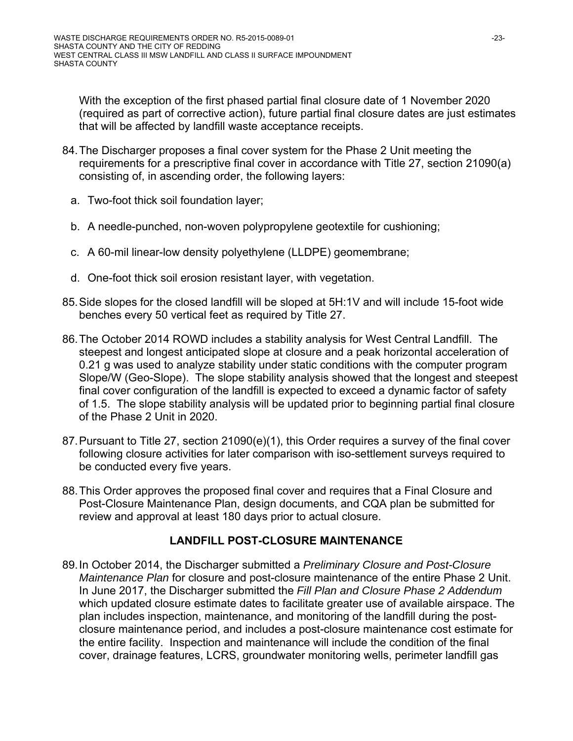With the exception of the first phased partial final closure date of 1 November 2020 (required as part of corrective action), future partial final closure dates are just estimates that will be affected by landfill waste acceptance receipts.

84. The Discharger proposes a final cover system for the Phase 2 Unit meeting the requirements for a prescriptive final cover in accordance with Title 27, section 21090(a) consisting of, in ascending order, the following layers:

    a. Two-foot thick soil foundation layer;

    b. A needle-punched, non-woven polypropylene geotextile for cushioning;

    c. A 60-mil linear-low density polyethylene (LLDPE) geomembrane;

    d. One-foot thick soil erosion resistant layer, with vegetation.

85. Side slopes for the closed landfill will be sloped at 5H:1V and will include 15-foot wide benches every 50 vertical feet as required by Title 27.

86. The October 2014 ROWD includes a stability analysis for West Central Landfill. The steepest and longest anticipated slope at closure and a peak horizontal acceleration of 0.21 g was used to analyze stability under static conditions with the computer program Slope/W (Geo-Slope). The slope stability analysis showed that the longest and steepest final cover configuration of the landfill is expected to exceed a dynamic factor of safety of 1.5. The slope stability analysis will be updated prior to beginning partial final closure of the Phase 2 Unit in 2020.

87. Pursuant to Title 27, section 21090(e)(1), this Order requires a survey of the final cover following closure activities for later comparison with iso-settlement surveys required to be conducted every five years.

88. This Order approves the proposed final cover and requires that a Final Closure and Post-Closure Maintenance Plan, design documents, and CQA plan be submitted for review and approval at least 180 days prior to actual closure.

## LANDFILL POST-CLOSURE MAINTENANCE

89. In October 2014, the Discharger submitted a *Preliminary Closure and Post-Closure Maintenance Plan* for closure and post-closure maintenance of the entire Phase 2 Unit. In June 2017, the Discharger submitted the *Fill Plan and Closure Phase 2 Addendum* which updated closure estimate dates to facilitate greater use of available airspace. The plan includes inspection, maintenance, and monitoring of the landfill during the post-closure maintenance period, and includes a post-closure maintenance cost estimate for the entire facility. Inspection and maintenance will include the condition of the final cover, drainage features, LCRS, groundwater monitoring wells, perimeter landfill gas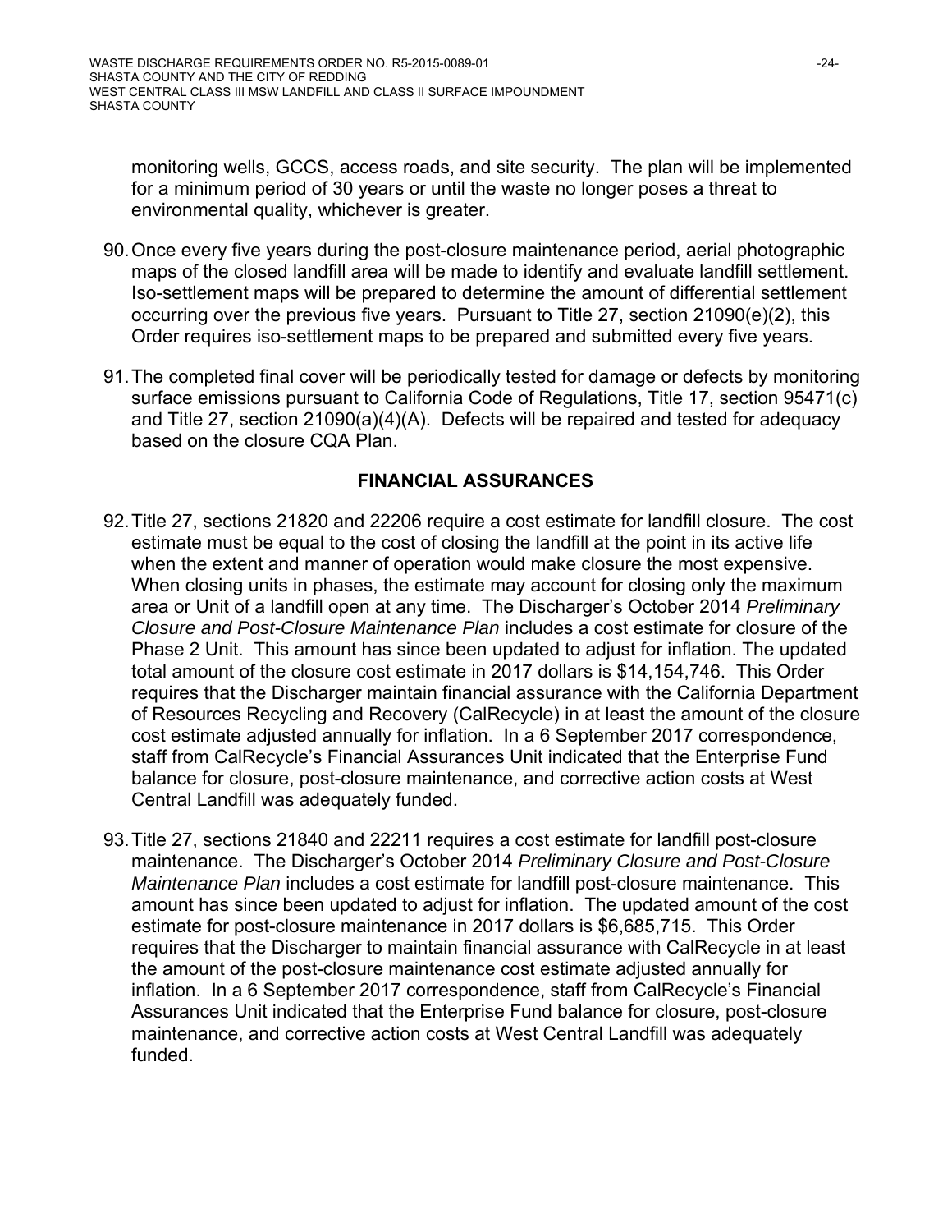monitoring wells, GCCS, access roads, and site security. The plan will be implemented for a minimum period of 30 years or until the waste no longer poses a threat to environmental quality, whichever is greater.

90. Once every five years during the post-closure maintenance period, aerial photographic maps of the closed landfill area will be made to identify and evaluate landfill settlement. Iso-settlement maps will be prepared to determine the amount of differential settlement occurring over the previous five years. Pursuant to Title 27, section 21090(e)(2), this Order requires iso-settlement maps to be prepared and submitted every five years.

91. The completed final cover will be periodically tested for damage or defects by monitoring surface emissions pursuant to California Code of Regulations, Title 17, section 95471(c) and Title 27, section 21090(a)(4)(A). Defects will be repaired and tested for adequacy based on the closure CQA Plan.

## FINANCIAL ASSURANCES

92. Title 27, sections 21820 and 22206 require a cost estimate for landfill closure. The cost estimate must be equal to the cost of closing the landfill at the point in its active life when the extent and manner of operation would make closure the most expensive. When closing units in phases, the estimate may account for closing only the maximum area or Unit of a landfill open at any time. The Discharger's October 2014 *Preliminary Closure and Post-Closure Maintenance Plan* includes a cost estimate for closure of the Phase 2 Unit. This amount has since been updated to adjust for inflation. The updated total amount of the closure cost estimate in 2017 dollars is $14,154,746. This Order requires that the Discharger maintain financial assurance with the California Department of Resources Recycling and Recovery (CalRecycle) in at least the amount of the closure cost estimate adjusted annually for inflation. In a 6 September 2017 correspondence, staff from CalRecycle's Financial Assurances Unit indicated that the Enterprise Fund balance for closure, post-closure maintenance, and corrective action costs at West Central Landfill was adequately funded.

93. Title 27, sections 21840 and 22211 requires a cost estimate for landfill post-closure maintenance. The Discharger's October 2014 *Preliminary Closure and Post-Closure Maintenance Plan* includes a cost estimate for landfill post-closure maintenance. This amount has since been updated to adjust for inflation. The updated amount of the cost estimate for post-closure maintenance in 2017 dollars is $6,685,715. This Order requires that the Discharger to maintain financial assurance with CalRecycle in at least the amount of the post-closure maintenance cost estimate adjusted annually for inflation. In a 6 September 2017 correspondence, staff from CalRecycle's Financial Assurances Unit indicated that the Enterprise Fund balance for closure, post-closure maintenance, and corrective action costs at West Central Landfill was adequately funded.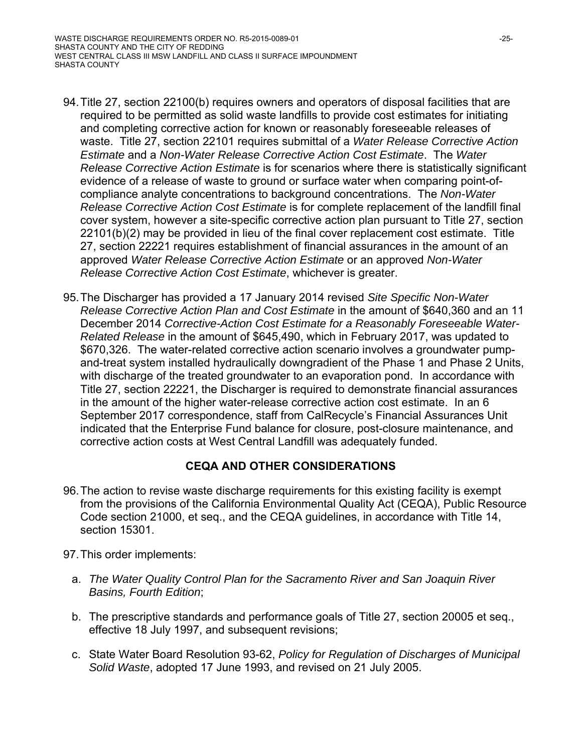94. Title 27, section 22100(b) requires owners and operators of disposal facilities that are required to be permitted as solid waste landfills to provide cost estimates for initiating and completing corrective action for known or reasonably foreseeable releases of waste. Title 27, section 22101 requires submittal of a *Water Release Corrective Action Estimate* and a *Non-Water Release Corrective Action Cost Estimate*. The *Water Release Corrective Action Estimate* is for scenarios where there is statistically significant evidence of a release of waste to ground or surface water when comparing point-of-compliance analyte concentrations to background concentrations. The *Non-Water Release Corrective Action Cost Estimate* is for complete replacement of the landfill final cover system, however a site-specific corrective action plan pursuant to Title 27, section 22101(b)(2) may be provided in lieu of the final cover replacement cost estimate. Title 27, section 22221 requires establishment of financial assurances in the amount of an approved *Water Release Corrective Action Estimate* or an approved *Non-Water Release Corrective Action Cost Estimate*, whichever is greater.

95. The Discharger has provided a 17 January 2014 revised *Site Specific Non-Water Release Corrective Action Plan and Cost Estimate* in the amount of $640,360 and an 11 December 2014 *Corrective-Action Cost Estimate for a Reasonably Foreseeable Water-Related Release* in the amount of $645,490, which in February 2017, was updated to $670,326. The water-related corrective action scenario involves a groundwater pump-and-treat system installed hydraulically downgradient of the Phase 1 and Phase 2 Units, with discharge of the treated groundwater to an evaporation pond. In accordance with Title 27, section 22221, the Discharger is required to demonstrate financial assurances in the amount of the higher water-release corrective action cost estimate. In an 6 September 2017 correspondence, staff from CalRecycle's Financial Assurances Unit indicated that the Enterprise Fund balance for closure, post-closure maintenance, and corrective action costs at West Central Landfill was adequately funded.

## CEQA AND OTHER CONSIDERATIONS

96. The action to revise waste discharge requirements for this existing facility is exempt from the provisions of the California Environmental Quality Act (CEQA), Public Resource Code section 21000, et seq., and the CEQA guidelines, in accordance with Title 14, section 15301.

97. This order implements:

    a. *The Water Quality Control Plan for the Sacramento River and San Joaquin River Basins, Fourth Edition*;

    b. The prescriptive standards and performance goals of Title 27, section 20005 et seq., effective 18 July 1997, and subsequent revisions;

    c. State Water Board Resolution 93-62, *Policy for Regulation of Discharges of Municipal Solid Waste*, adopted 17 June 1993, and revised on 21 July 2005.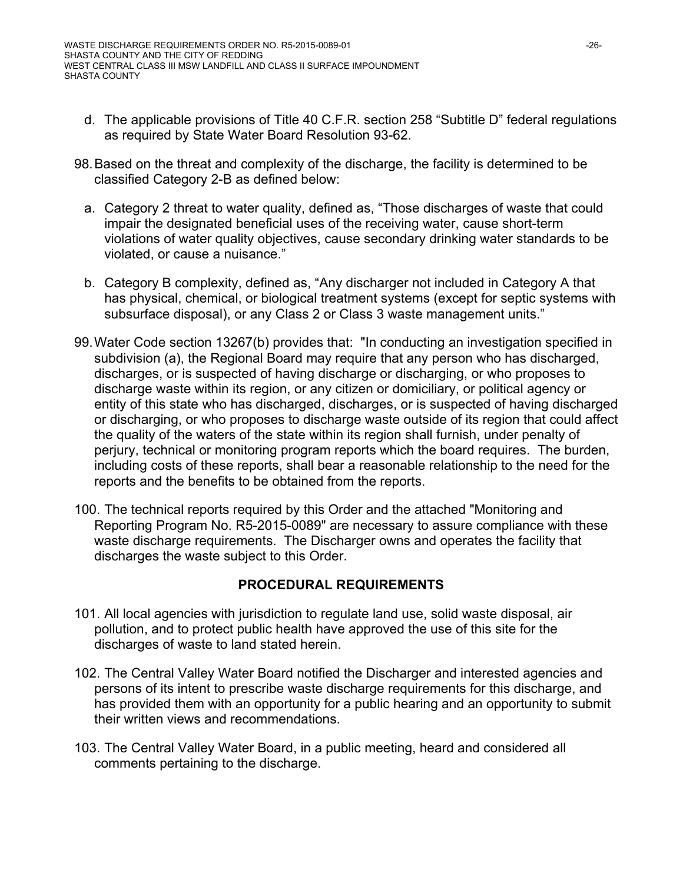d. The applicable provisions of Title 40 C.F.R. section 258 "Subtitle D" federal regulations as required by State Water Board Resolution 93-62.

98. Based on the threat and complexity of the discharge, the facility is determined to be classified Category 2-B as defined below:

   a. Category 2 threat to water quality, defined as, "Those discharges of waste that could impair the designated beneficial uses of the receiving water, cause short-term violations of water quality objectives, cause secondary drinking water standards to be violated, or cause a nuisance."

   b. Category B complexity, defined as, "Any discharger not included in Category A that has physical, chemical, or biological treatment systems (except for septic systems with subsurface disposal), or any Class 2 or Class 3 waste management units."

99. Water Code section 13267(b) provides that: "In conducting an investigation specified in subdivision (a), the Regional Board may require that any person who has discharged, discharges, or is suspected of having discharge or discharging, or who proposes to discharge waste within its region, or any citizen or domiciliary, or political agency or entity of this state who has discharged, discharges, or is suspected of having discharged or discharging, or who proposes to discharge waste outside of its region that could affect the quality of the waters of the state within its region shall furnish, under penalty of perjury, technical or monitoring program reports which the board requires. The burden, including costs of these reports, shall bear a reasonable relationship to the need for the reports and the benefits to be obtained from the reports.

100. The technical reports required by this Order and the attached "Monitoring and Reporting Program No. R5-2015-0089" are necessary to assure compliance with these waste discharge requirements. The Discharger owns and operates the facility that discharges the waste subject to this Order.

## PROCEDURAL REQUIREMENTS

101. All local agencies with jurisdiction to regulate land use, solid waste disposal, air pollution, and to protect public health have approved the use of this site for the discharges of waste to land stated herein.

102. The Central Valley Water Board notified the Discharger and interested agencies and persons of its intent to prescribe waste discharge requirements for this discharge, and has provided them with an opportunity for a public hearing and an opportunity to submit their written views and recommendations.

103. The Central Valley Water Board, in a public meeting, heard and considered all comments pertaining to the discharge.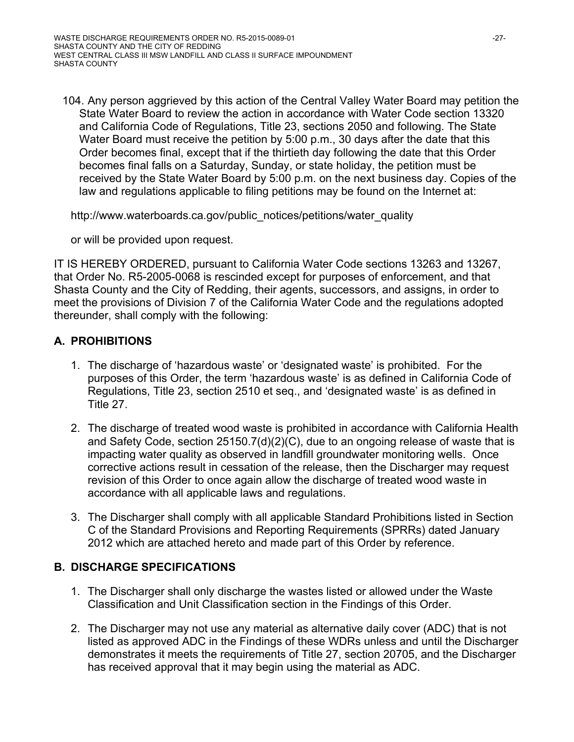104. Any person aggrieved by this action of the Central Valley Water Board may petition the State Water Board to review the action in accordance with Water Code section 13320 and California Code of Regulations, Title 23, sections 2050 and following. The State Water Board must receive the petition by 5:00 p.m., 30 days after the date that this Order becomes final, except that if the thirtieth day following the date that this Order becomes final falls on a Saturday, Sunday, or state holiday, the petition must be received by the State Water Board by 5:00 p.m. on the next business day. Copies of the law and regulations applicable to filing petitions may be found on the Internet at:

 http://www.waterboards.ca.gov/public_notices/petitions/water_quality

 or will be provided upon request.

IT IS HEREBY ORDERED, pursuant to California Water Code sections 13263 and 13267, that Order No. R5-2005-0068 is rescinded except for purposes of enforcement, and that Shasta County and the City of Redding, their agents, successors, and assigns, in order to meet the provisions of Division 7 of the California Water Code and the regulations adopted thereunder, shall comply with the following:

## A. PROHIBITIONS

1. The discharge of 'hazardous waste' or 'designated waste' is prohibited. For the purposes of this Order, the term 'hazardous waste' is as defined in California Code of Regulations, Title 23, section 2510 et seq., and 'designated waste' is as defined in Title 27.
2. The discharge of treated wood waste is prohibited in accordance with California Health and Safety Code, section 25150.7(d)(2)(C), due to an ongoing release of waste that is impacting water quality as observed in landfill groundwater monitoring wells. Once corrective actions result in cessation of the release, then the Discharger may request revision of this Order to once again allow the discharge of treated wood waste in accordance with all applicable laws and regulations.
3. The Discharger shall comply with all applicable Standard Prohibitions listed in Section C of the Standard Provisions and Reporting Requirements (SPRRs) dated January 2012 which are attached hereto and made part of this Order by reference.

## B. DISCHARGE SPECIFICATIONS

1. The Discharger shall only discharge the wastes listed or allowed under the Waste Classification and Unit Classification section in the Findings of this Order.
2. The Discharger may not use any material as alternative daily cover (ADC) that is not listed as approved ADC in the Findings of these WDRs unless and until the Discharger demonstrates it meets the requirements of Title 27, section 20705, and the Discharger has received approval that it may begin using the material as ADC.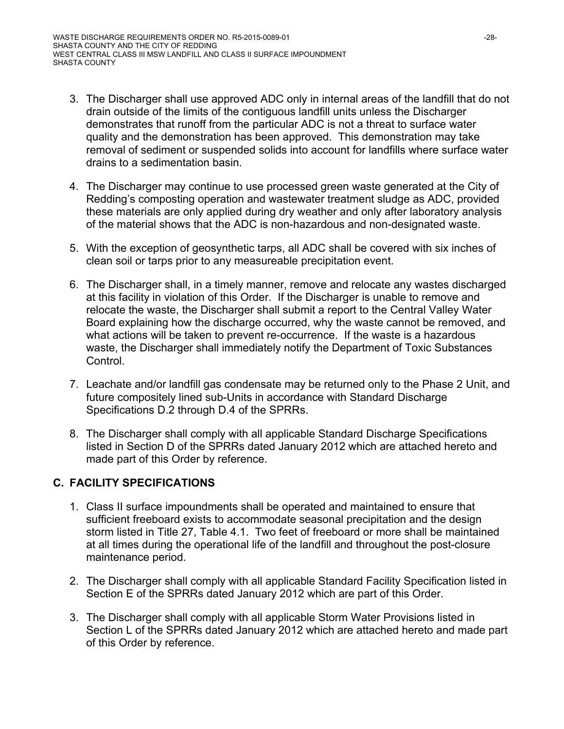3. The Discharger shall use approved ADC only in internal areas of the landfill that do not drain outside of the limits of the contiguous landfill units unless the Discharger demonstrates that runoff from the particular ADC is not a threat to surface water quality and the demonstration has been approved. This demonstration may take removal of sediment or suspended solids into account for landfills where surface water drains to a sedimentation basin.

4. The Discharger may continue to use processed green waste generated at the City of Redding's composting operation and wastewater treatment sludge as ADC, provided these materials are only applied during dry weather and only after laboratory analysis of the material shows that the ADC is non-hazardous and non-designated waste.

5. With the exception of geosynthetic tarps, all ADC shall be covered with six inches of clean soil or tarps prior to any measureable precipitation event.

6. The Discharger shall, in a timely manner, remove and relocate any wastes discharged at this facility in violation of this Order. If the Discharger is unable to remove and relocate the waste, the Discharger shall submit a report to the Central Valley Water Board explaining how the discharge occurred, why the waste cannot be removed, and what actions will be taken to prevent re-occurrence. If the waste is a hazardous waste, the Discharger shall immediately notify the Department of Toxic Substances Control.

7. Leachate and/or landfill gas condensate may be returned only to the Phase 2 Unit, and future compositely lined sub-Units in accordance with Standard Discharge Specifications D.2 through D.4 of the SPRRs.

8. The Discharger shall comply with all applicable Standard Discharge Specifications listed in Section D of the SPRRs dated January 2012 which are attached hereto and made part of this Order by reference.

## C. FACILITY SPECIFICATIONS

1. Class II surface impoundments shall be operated and maintained to ensure that sufficient freeboard exists to accommodate seasonal precipitation and the design storm listed in Title 27, Table 4.1. Two feet of freeboard or more shall be maintained at all times during the operational life of the landfill and throughout the post-closure maintenance period.

2. The Discharger shall comply with all applicable Standard Facility Specification listed in Section E of the SPRRs dated January 2012 which are part of this Order.

3. The Discharger shall comply with all applicable Storm Water Provisions listed in Section L of the SPRRs dated January 2012 which are attached hereto and made part of this Order by reference.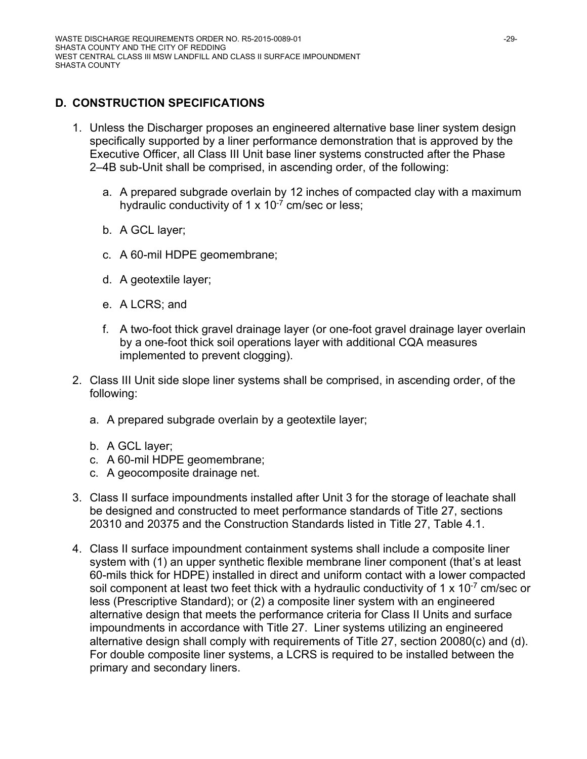## D. CONSTRUCTION SPECIFICATIONS

1. Unless the Discharger proposes an engineered alternative base liner system design specifically supported by a liner performance demonstration that is approved by the Executive Officer, all Class III Unit base liner systems constructed after the Phase 2–4B sub-Unit shall be comprised, in ascending order, of the following:

   a. A prepared subgrade overlain by 12 inches of compacted clay with a maximum hydraulic conductivity of $1 \times 10^{-7}$ cm/sec or less;

   b. A GCL layer;

   c. A 60-mil HDPE geomembrane;

   d. A geotextile layer;

   e. A LCRS; and

   f. A two-foot thick gravel drainage layer (or one-foot gravel drainage layer overlain by a one-foot thick soil operations layer with additional CQA measures implemented to prevent clogging).

2. Class III Unit side slope liner systems shall be comprised, in ascending order, of the following:

   a. A prepared subgrade overlain by a geotextile layer;

   b. A GCL layer;

   c. A 60-mil HDPE geomembrane;

   c. A geocomposite drainage net.

3. Class II surface impoundments installed after Unit 3 for the storage of leachate shall be designed and constructed to meet performance standards of Title 27, sections 20310 and 20375 and the Construction Standards listed in Title 27, Table 4.1.

4. Class II surface impoundment containment systems shall include a composite liner system with (1) an upper synthetic flexible membrane liner component (that's at least 60-mils thick for HDPE) installed in direct and uniform contact with a lower compacted soil component at least two feet thick with a hydraulic conductivity of $1 \times 10^{-7}$ cm/sec or less (Prescriptive Standard); or (2) a composite liner system with an engineered alternative design that meets the performance criteria for Class II Units and surface impoundments in accordance with Title 27. Liner systems utilizing an engineered alternative design shall comply with requirements of Title 27, section 20080(c) and (d). For double composite liner systems, a LCRS is required to be installed between the primary and secondary liners.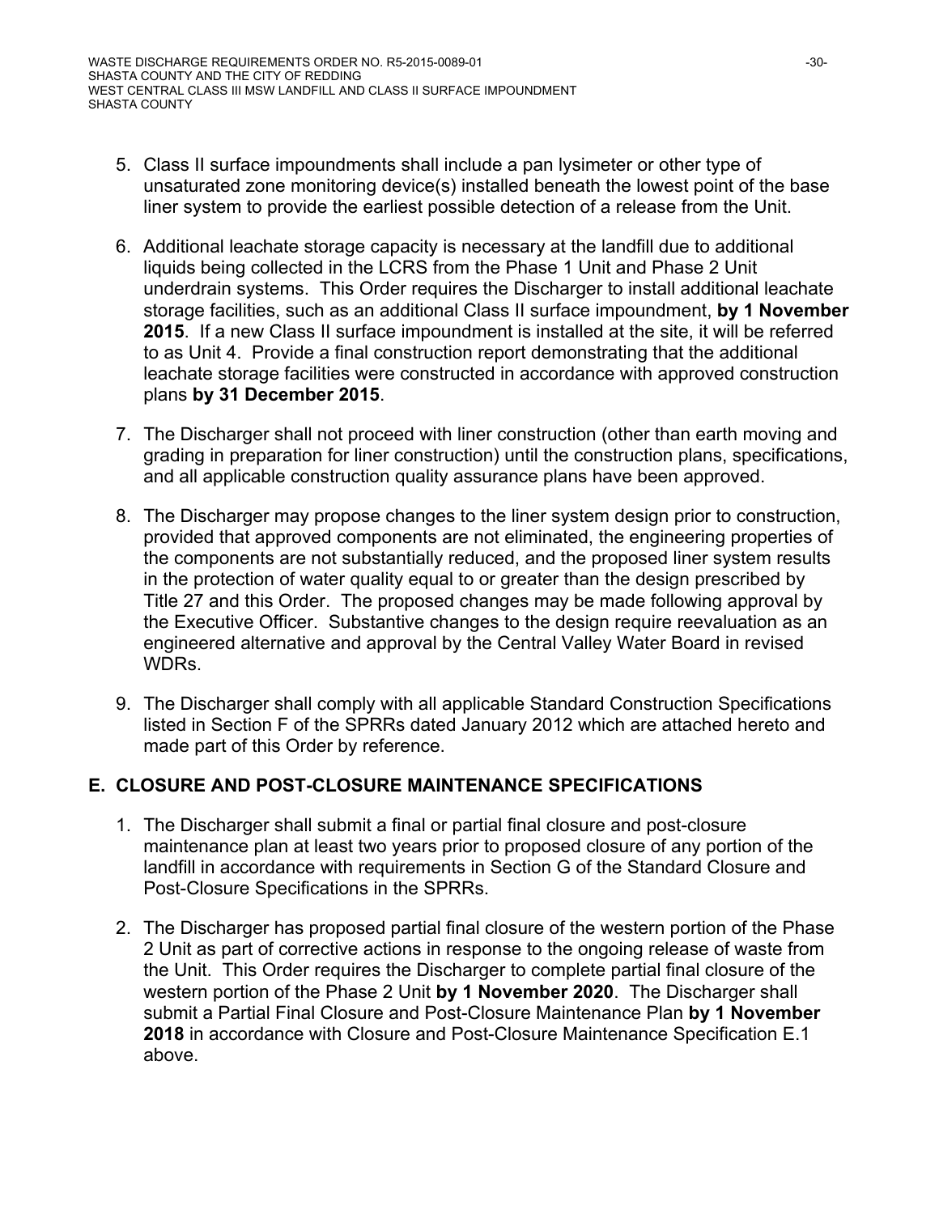5. Class II surface impoundments shall include a pan lysimeter or other type of unsaturated zone monitoring device(s) installed beneath the lowest point of the base liner system to provide the earliest possible detection of a release from the Unit.

6. Additional leachate storage capacity is necessary at the landfill due to additional liquids being collected in the LCRS from the Phase 1 Unit and Phase 2 Unit underdrain systems. This Order requires the Discharger to install additional leachate storage facilities, such as an additional Class II surface impoundment, **by 1 November 2015**. If a new Class II surface impoundment is installed at the site, it will be referred to as Unit 4. Provide a final construction report demonstrating that the additional leachate storage facilities were constructed in accordance with approved construction plans **by 31 December 2015**.

7. The Discharger shall not proceed with liner construction (other than earth moving and grading in preparation for liner construction) until the construction plans, specifications, and all applicable construction quality assurance plans have been approved.

8. The Discharger may propose changes to the liner system design prior to construction, provided that approved components are not eliminated, the engineering properties of the components are not substantially reduced, and the proposed liner system results in the protection of water quality equal to or greater than the design prescribed by Title 27 and this Order. The proposed changes may be made following approval by the Executive Officer. Substantive changes to the design require reevaluation as an engineered alternative and approval by the Central Valley Water Board in revised WDRs.

9. The Discharger shall comply with all applicable Standard Construction Specifications listed in Section F of the SPRRs dated January 2012 which are attached hereto and made part of this Order by reference.

## E. CLOSURE AND POST-CLOSURE MAINTENANCE SPECIFICATIONS

1. The Discharger shall submit a final or partial final closure and post-closure maintenance plan at least two years prior to proposed closure of any portion of the landfill in accordance with requirements in Section G of the Standard Closure and Post-Closure Specifications in the SPRRs.

2. The Discharger has proposed partial final closure of the western portion of the Phase 2 Unit as part of corrective actions in response to the ongoing release of waste from the Unit. This Order requires the Discharger to complete partial final closure of the western portion of the Phase 2 Unit **by 1 November 2020**. The Discharger shall submit a Partial Final Closure and Post-Closure Maintenance Plan **by 1 November 2018** in accordance with Closure and Post-Closure Maintenance Specification E.1 above.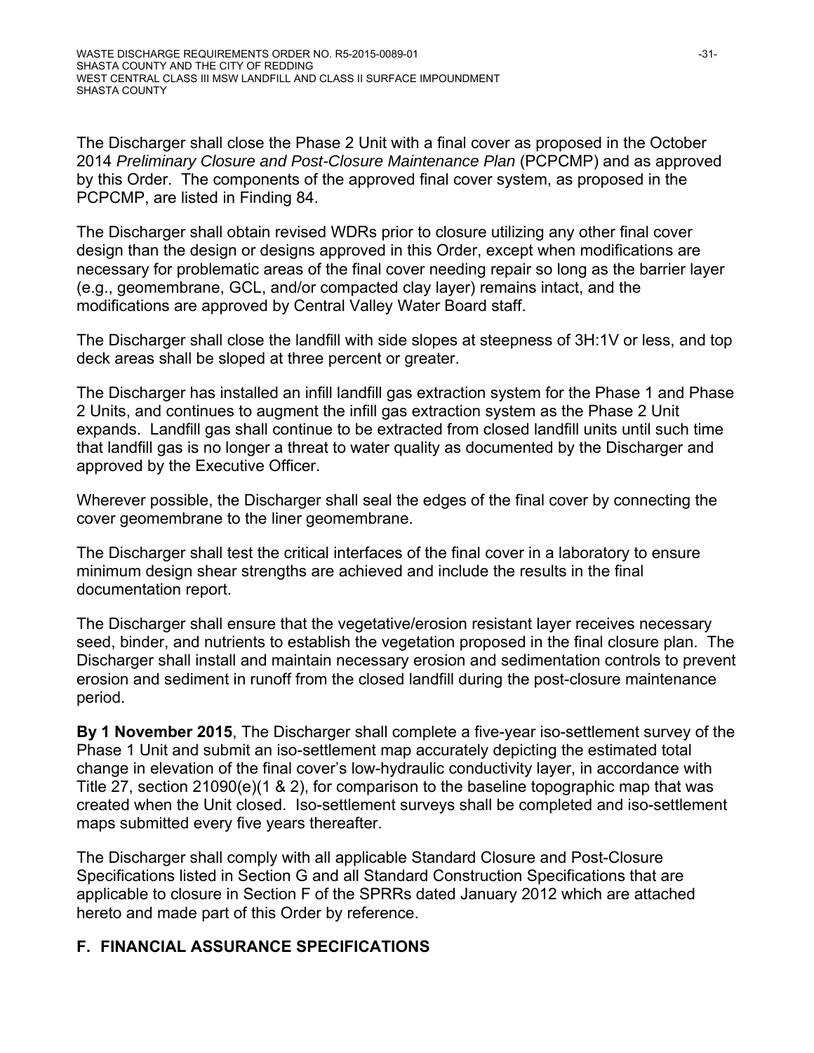The Discharger shall close the Phase 2 Unit with a final cover as proposed in the October 2014 *Preliminary Closure and Post-Closure Maintenance Plan* (PCPCMP) and as approved by this Order. The components of the approved final cover system, as proposed in the PCPCMP, are listed in Finding 84.

The Discharger shall obtain revised WDRs prior to closure utilizing any other final cover design than the design or designs approved in this Order, except when modifications are necessary for problematic areas of the final cover needing repair so long as the barrier layer (e.g., geomembrane, GCL, and/or compacted clay layer) remains intact, and the modifications are approved by Central Valley Water Board staff.

The Discharger shall close the landfill with side slopes at steepness of 3H:1V or less, and top deck areas shall be sloped at three percent or greater.

The Discharger has installed an infill landfill gas extraction system for the Phase 1 and Phase 2 Units, and continues to augment the infill gas extraction system as the Phase 2 Unit expands. Landfill gas shall continue to be extracted from closed landfill units until such time that landfill gas is no longer a threat to water quality as documented by the Discharger and approved by the Executive Officer.

Wherever possible, the Discharger shall seal the edges of the final cover by connecting the cover geomembrane to the liner geomembrane.

The Discharger shall test the critical interfaces of the final cover in a laboratory to ensure minimum design shear strengths are achieved and include the results in the final documentation report.

The Discharger shall ensure that the vegetative/erosion resistant layer receives necessary seed, binder, and nutrients to establish the vegetation proposed in the final closure plan. The Discharger shall install and maintain necessary erosion and sedimentation controls to prevent erosion and sediment in runoff from the closed landfill during the post-closure maintenance period.

**By 1 November 2015**, The Discharger shall complete a five-year iso-settlement survey of the Phase 1 Unit and submit an iso-settlement map accurately depicting the estimated total change in elevation of the final cover's low-hydraulic conductivity layer, in accordance with Title 27, section 21090(e)(1 & 2), for comparison to the baseline topographic map that was created when the Unit closed. Iso-settlement surveys shall be completed and iso-settlement maps submitted every five years thereafter.

The Discharger shall comply with all applicable Standard Closure and Post-Closure Specifications listed in Section G and all Standard Construction Specifications that are applicable to closure in Section F of the SPRRs dated January 2012 which are attached hereto and made part of this Order by reference.

## F. FINANCIAL ASSURANCE SPECIFICATIONS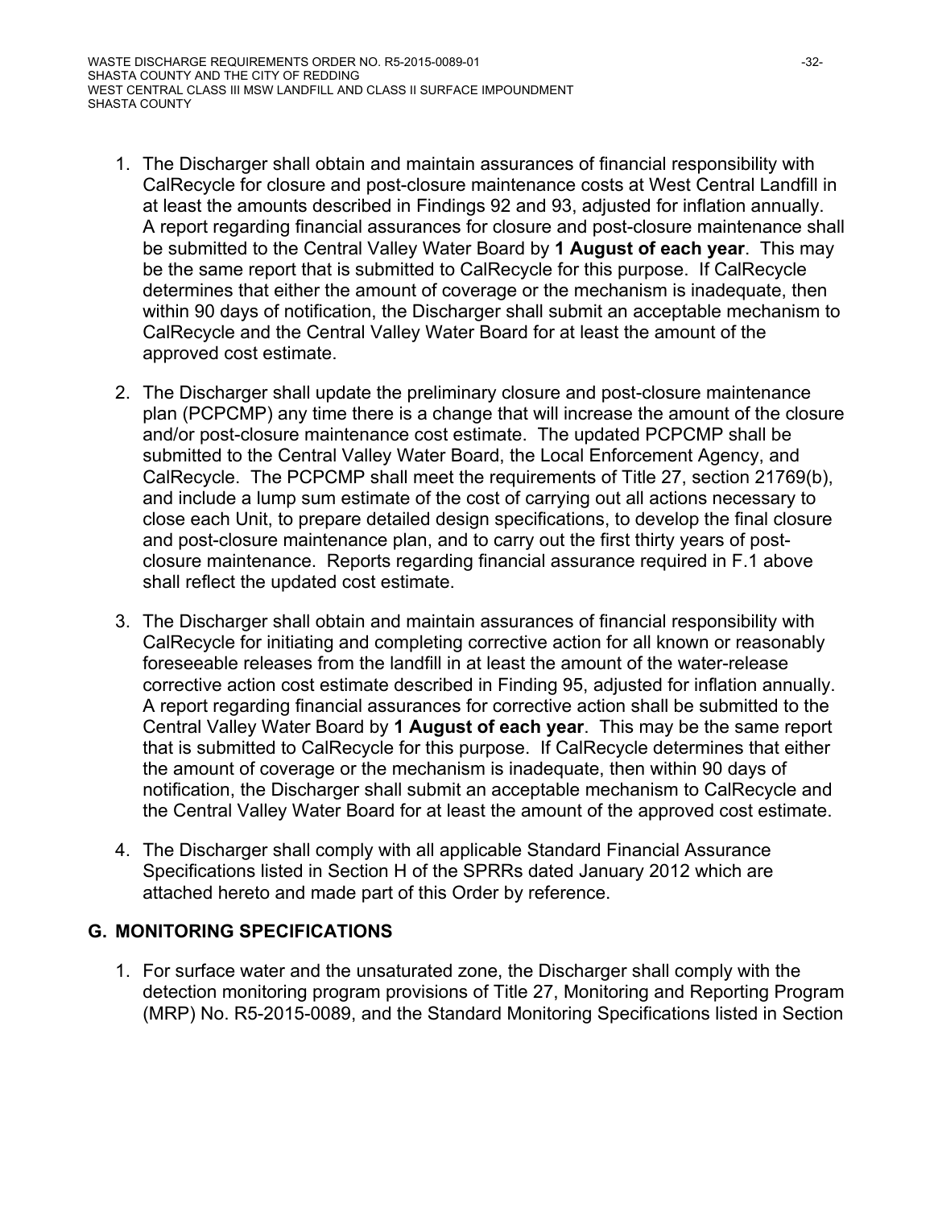1. The Discharger shall obtain and maintain assurances of financial responsibility with CalRecycle for closure and post-closure maintenance costs at West Central Landfill in at least the amounts described in Findings 92 and 93, adjusted for inflation annually. A report regarding financial assurances for closure and post-closure maintenance shall be submitted to the Central Valley Water Board by **1 August of each year**. This may be the same report that is submitted to CalRecycle for this purpose. If CalRecycle determines that either the amount of coverage or the mechanism is inadequate, then within 90 days of notification, the Discharger shall submit an acceptable mechanism to CalRecycle and the Central Valley Water Board for at least the amount of the approved cost estimate.

2. The Discharger shall update the preliminary closure and post-closure maintenance plan (PCPCMP) any time there is a change that will increase the amount of the closure and/or post-closure maintenance cost estimate. The updated PCPCMP shall be submitted to the Central Valley Water Board, the Local Enforcement Agency, and CalRecycle. The PCPCMP shall meet the requirements of Title 27, section 21769(b), and include a lump sum estimate of the cost of carrying out all actions necessary to close each Unit, to prepare detailed design specifications, to develop the final closure and post-closure maintenance plan, and to carry out the first thirty years of post-closure maintenance. Reports regarding financial assurance required in F.1 above shall reflect the updated cost estimate.

3. The Discharger shall obtain and maintain assurances of financial responsibility with CalRecycle for initiating and completing corrective action for all known or reasonably foreseeable releases from the landfill in at least the amount of the water-release corrective action cost estimate described in Finding 95, adjusted for inflation annually. A report regarding financial assurances for corrective action shall be submitted to the Central Valley Water Board by **1 August of each year**. This may be the same report that is submitted to CalRecycle for this purpose. If CalRecycle determines that either the amount of coverage or the mechanism is inadequate, then within 90 days of notification, the Discharger shall submit an acceptable mechanism to CalRecycle and the Central Valley Water Board for at least the amount of the approved cost estimate.

4. The Discharger shall comply with all applicable Standard Financial Assurance Specifications listed in Section H of the SPRRs dated January 2012 which are attached hereto and made part of this Order by reference.

## G. MONITORING SPECIFICATIONS

1. For surface water and the unsaturated zone, the Discharger shall comply with the detection monitoring program provisions of Title 27, Monitoring and Reporting Program (MRP) No. R5-2015-0089, and the Standard Monitoring Specifications listed in Section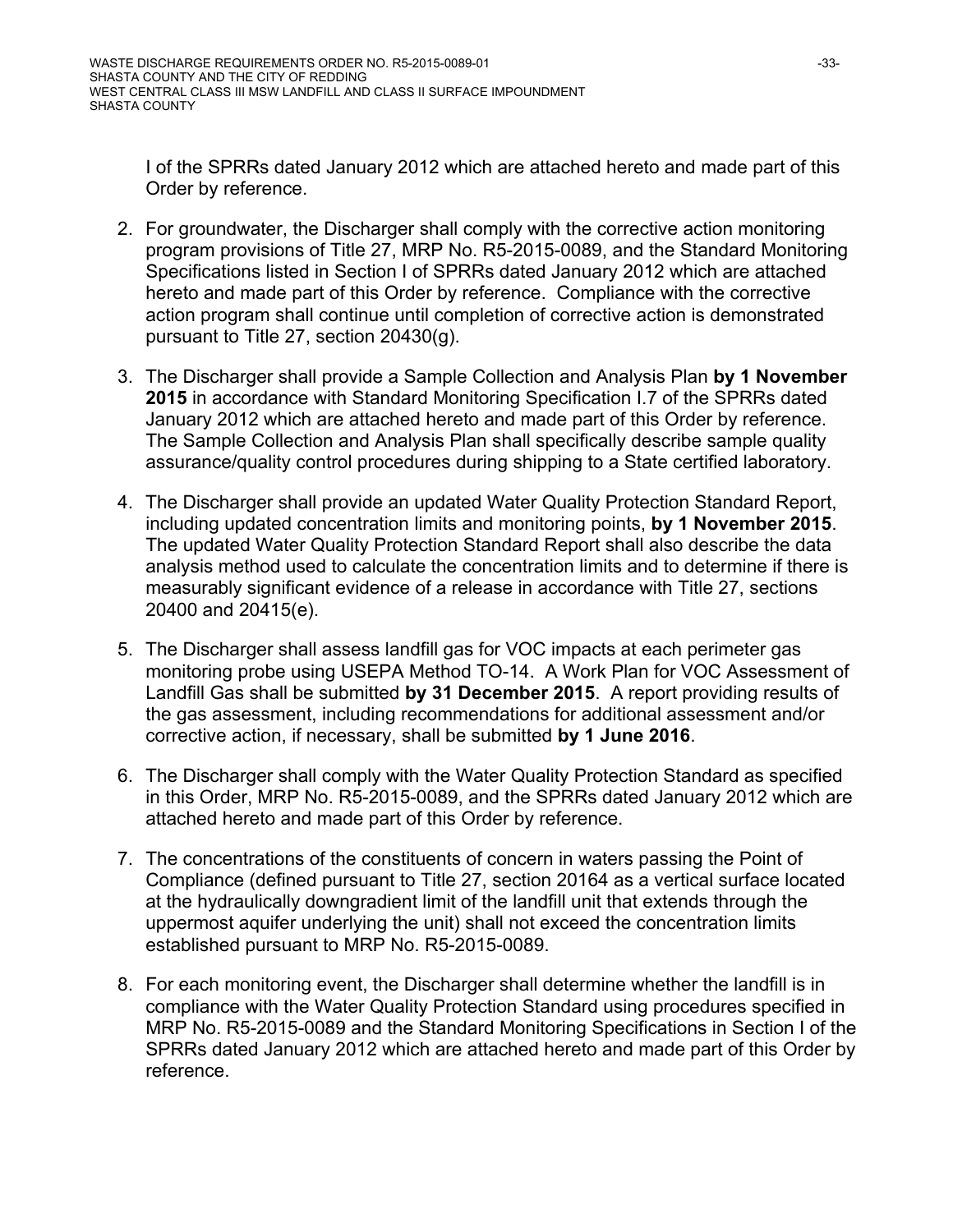I of the SPRRs dated January 2012 which are attached hereto and made part of this Order by reference.

2. For groundwater, the Discharger shall comply with the corrective action monitoring program provisions of Title 27, MRP No. R5-2015-0089, and the Standard Monitoring Specifications listed in Section I of SPRRs dated January 2012 which are attached hereto and made part of this Order by reference. Compliance with the corrective action program shall continue until completion of corrective action is demonstrated pursuant to Title 27, section 20430(g).

3. The Discharger shall provide a Sample Collection and Analysis Plan **by 1 November 2015** in accordance with Standard Monitoring Specification I.7 of the SPRRs dated January 2012 which are attached hereto and made part of this Order by reference. The Sample Collection and Analysis Plan shall specifically describe sample quality assurance/quality control procedures during shipping to a State certified laboratory.

4. The Discharger shall provide an updated Water Quality Protection Standard Report, including updated concentration limits and monitoring points, **by 1 November 2015**. The updated Water Quality Protection Standard Report shall also describe the data analysis method used to calculate the concentration limits and to determine if there is measurably significant evidence of a release in accordance with Title 27, sections 20400 and 20415(e).

5. The Discharger shall assess landfill gas for VOC impacts at each perimeter gas monitoring probe using USEPA Method TO-14. A Work Plan for VOC Assessment of Landfill Gas shall be submitted **by 31 December 2015**. A report providing results of the gas assessment, including recommendations for additional assessment and/or corrective action, if necessary, shall be submitted **by 1 June 2016**.

6. The Discharger shall comply with the Water Quality Protection Standard as specified in this Order, MRP No. R5-2015-0089, and the SPRRs dated January 2012 which are attached hereto and made part of this Order by reference.

7. The concentrations of the constituents of concern in waters passing the Point of Compliance (defined pursuant to Title 27, section 20164 as a vertical surface located at the hydraulically downgradient limit of the landfill unit that extends through the uppermost aquifer underlying the unit) shall not exceed the concentration limits established pursuant to MRP No. R5-2015-0089.

8. For each monitoring event, the Discharger shall determine whether the landfill is in compliance with the Water Quality Protection Standard using procedures specified in MRP No. R5-2015-0089 and the Standard Monitoring Specifications in Section I of the SPRRs dated January 2012 which are attached hereto and made part of this Order by reference.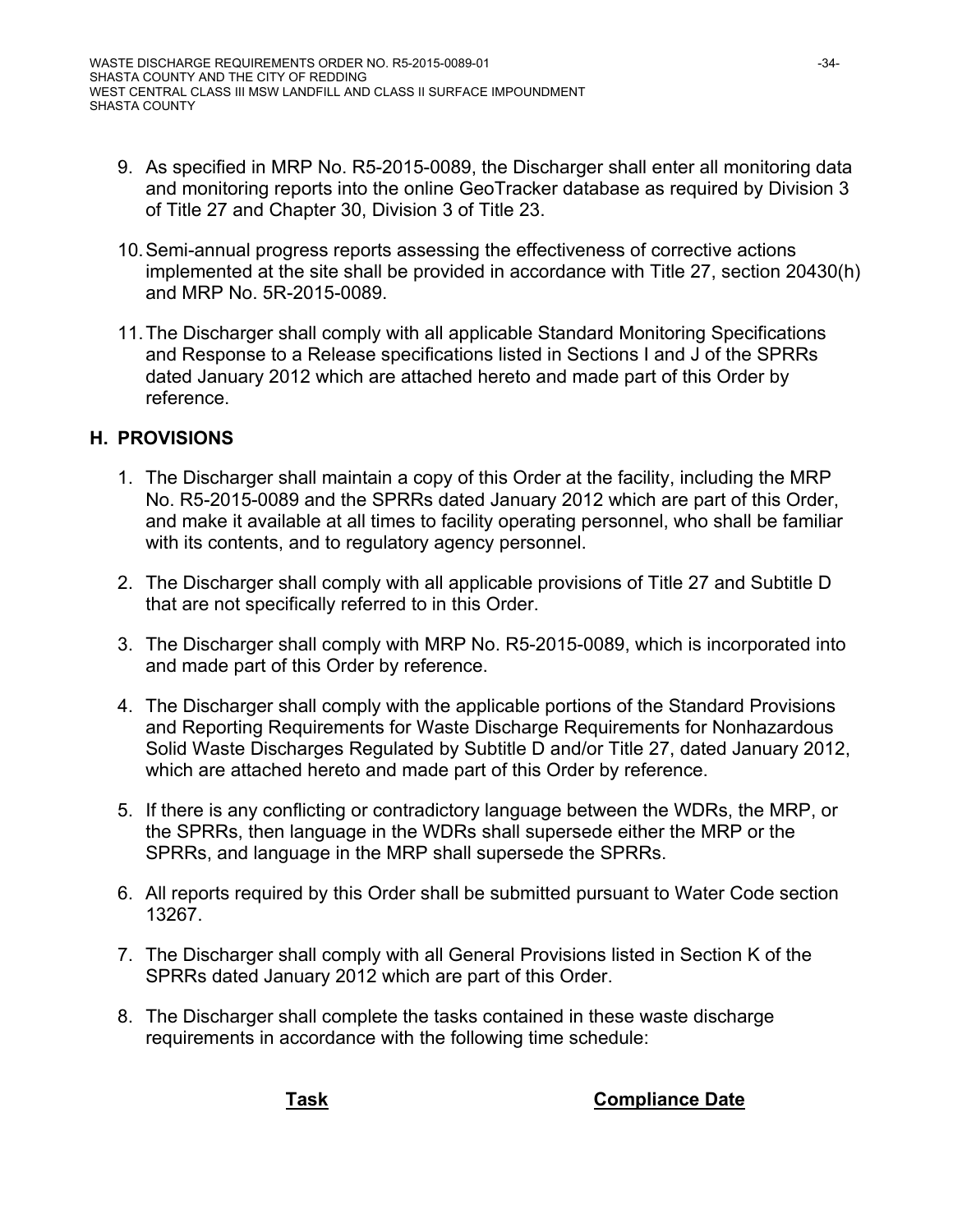9. As specified in MRP No. R5-2015-0089, the Discharger shall enter all monitoring data and monitoring reports into the online GeoTracker database as required by Division 3 of Title 27 and Chapter 30, Division 3 of Title 23.

10. Semi-annual progress reports assessing the effectiveness of corrective actions implemented at the site shall be provided in accordance with Title 27, section 20430(h) and MRP No. 5R-2015-0089.

11. The Discharger shall comply with all applicable Standard Monitoring Specifications and Response to a Release specifications listed in Sections I and J of the SPRRs dated January 2012 which are attached hereto and made part of this Order by reference.

## H. PROVISIONS

1. The Discharger shall maintain a copy of this Order at the facility, including the MRP No. R5-2015-0089 and the SPRRs dated January 2012 which are part of this Order, and make it available at all times to facility operating personnel, who shall be familiar with its contents, and to regulatory agency personnel.

2. The Discharger shall comply with all applicable provisions of Title 27 and Subtitle D that are not specifically referred to in this Order.

3. The Discharger shall comply with MRP No. R5-2015-0089, which is incorporated into and made part of this Order by reference.

4. The Discharger shall comply with the applicable portions of the Standard Provisions and Reporting Requirements for Waste Discharge Requirements for Nonhazardous Solid Waste Discharges Regulated by Subtitle D and/or Title 27, dated January 2012, which are attached hereto and made part of this Order by reference.

5. If there is any conflicting or contradictory language between the WDRs, the MRP, or the SPRRs, then language in the WDRs shall supersede either the MRP or the SPRRs, and language in the MRP shall supersede the SPRRs.

6. All reports required by this Order shall be submitted pursuant to Water Code section 13267.

7. The Discharger shall comply with all General Provisions listed in Section K of the SPRRs dated January 2012 which are part of this Order.

8. The Discharger shall complete the tasks contained in these waste discharge requirements in accordance with the following time schedule:

| Task | Compliance Date |
|---|---|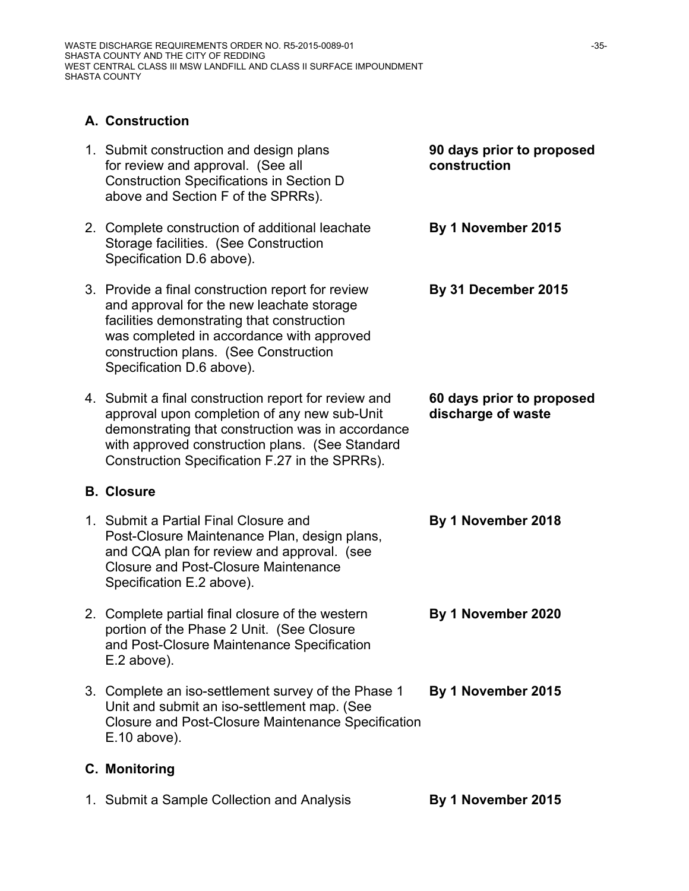### A. Construction

| | |
|---|---|
| 1. Submit construction and design plans for review and approval. (See all Construction Specifications in Section D above and Section F of the SPRRs). | **90 days prior to proposed construction** |
| 2. Complete construction of additional leachate Storage facilities. (See Construction Specification D.6 above). | **By 1 November 2015** |
| 3. Provide a final construction report for review and approval for the new leachate storage facilities demonstrating that construction was completed in accordance with approved construction plans. (See Construction Specification D.6 above). | **By 31 December 2015** |
| 4. Submit a final construction report for review and approval upon completion of any new sub-Unit demonstrating that construction was in accordance with approved construction plans. (See Standard Construction Specification F.27 in the SPRRs). | **60 days prior to proposed discharge of waste** |

### B. Closure

| | |
|---|---|
| 1. Submit a Partial Final Closure and Post-Closure Maintenance Plan, design plans, and CQA plan for review and approval. (see Closure and Post-Closure Maintenance Specification E.2 above). | **By 1 November 2018** |
| 2. Complete partial final closure of the western portion of the Phase 2 Unit. (See Closure and Post-Closure Maintenance Specification E.2 above). | **By 1 November 2020** |
| 3. Complete an iso-settlement survey of the Phase 1 Unit and submit an iso-settlement map. (See Closure and Post-Closure Maintenance Specification E.10 above). | **By 1 November 2015** |

### C. Monitoring

| | |
|---|---|
| 1. Submit a Sample Collection and Analysis | **By 1 November 2015** |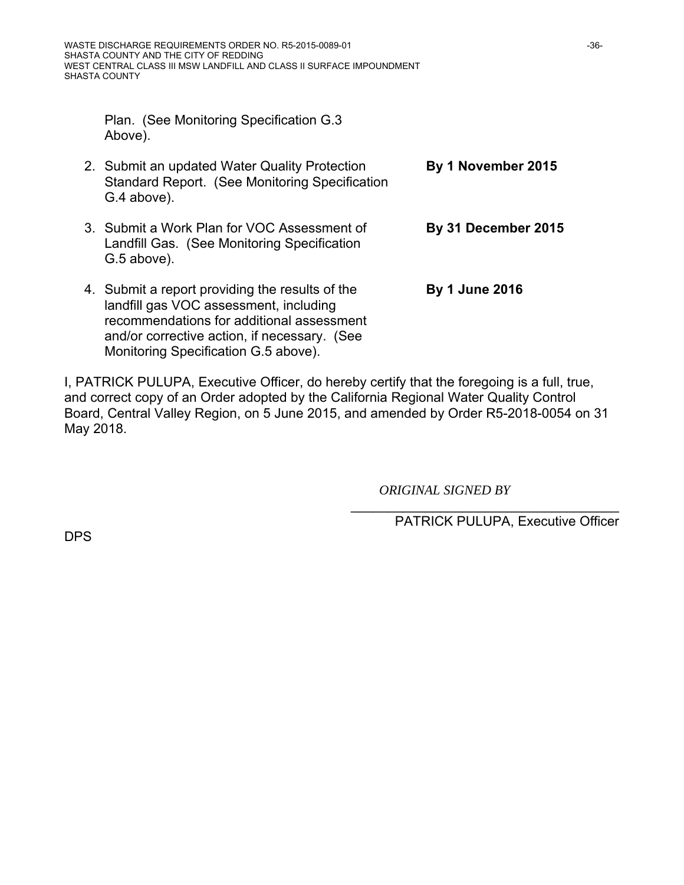Plan. (See Monitoring Specification G.3 Above).

2. Submit an updated Water Quality Protection Standard Report. (See Monitoring Specification G.4 above). **By 1 November 2015**

3. Submit a Work Plan for VOC Assessment of Landfill Gas. (See Monitoring Specification G.5 above). **By 31 December 2015**

4. Submit a report providing the results of the landfill gas VOC assessment, including recommendations for additional assessment and/or corrective action, if necessary. (See Monitoring Specification G.5 above). **By 1 June 2016**

I, PATRICK PULUPA, Executive Officer, do hereby certify that the foregoing is a full, true, and correct copy of an Order adopted by the California Regional Water Quality Control Board, Central Valley Region, on 5 June 2015, and amended by Order R5-2018-0054 on 31 May 2018.

*ORIGINAL SIGNED BY*

PATRICK PULUPA, Executive Officer

DPS